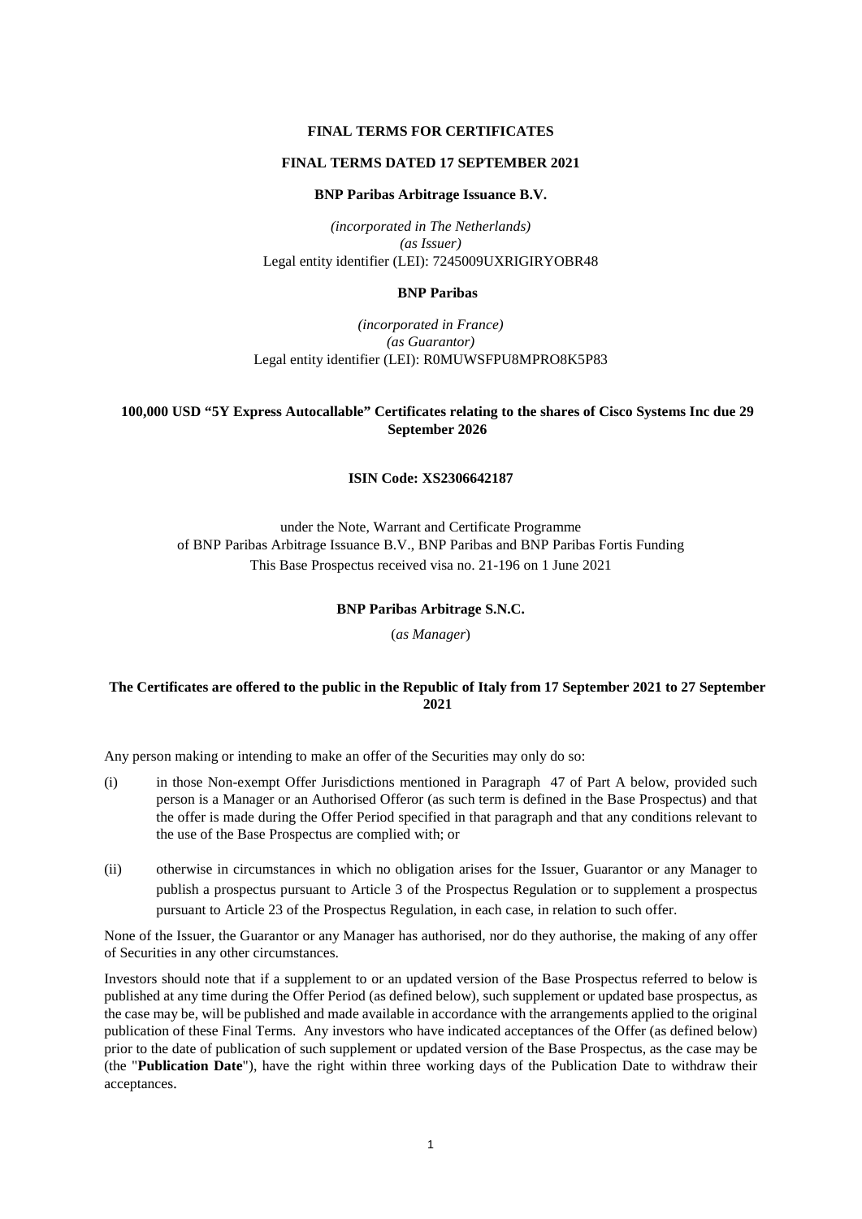**FINAL TERMS FOR CERTIFICATES**

**FINAL TERMS DATED 17 SEPTEMBER 2021**

**BNP Paribas Arbitrage Issuance B.V.**

*(incorporated in The Netherlands)*
*(as Issuer)*
Legal entity identifier (LEI): 7245009UXRIGIRYOBR48

**BNP Paribas**

*(incorporated in France)*
*(as Guarantor)*
Legal entity identifier (LEI): R0MUWSFPU8MPRO8K5P83

**100,000 USD "5Y Express Autocallable" Certificates relating to the shares of Cisco Systems Inc due 29 September 2026**

**ISIN Code: XS2306642187**

under the Note, Warrant and Certificate Programme
of BNP Paribas Arbitrage Issuance B.V., BNP Paribas and BNP Paribas Fortis Funding
This Base Prospectus received visa no. 21-196 on 1 June 2021

**BNP Paribas Arbitrage S.N.C.**

(*as Manager*)

**The Certificates are offered to the public in the Republic of Italy from 17 September 2021 to 27 September 2021**

Any person making or intending to make an offer of the Securities may only do so:

(i) in those Non-exempt Offer Jurisdictions mentioned in Paragraph 47 of Part A below, provided such person is a Manager or an Authorised Offeror (as such term is defined in the Base Prospectus) and that the offer is made during the Offer Period specified in that paragraph and that any conditions relevant to the use of the Base Prospectus are complied with; or

(ii) otherwise in circumstances in which no obligation arises for the Issuer, Guarantor or any Manager to publish a prospectus pursuant to Article 3 of the Prospectus Regulation or to supplement a prospectus pursuant to Article 23 of the Prospectus Regulation, in each case, in relation to such offer.

None of the Issuer, the Guarantor or any Manager has authorised, nor do they authorise, the making of any offer of Securities in any other circumstances.

Investors should note that if a supplement to or an updated version of the Base Prospectus referred to below is published at any time during the Offer Period (as defined below), such supplement or updated base prospectus, as the case may be, will be published and made available in accordance with the arrangements applied to the original publication of these Final Terms. Any investors who have indicated acceptances of the Offer (as defined below) prior to the date of publication of such supplement or updated version of the Base Prospectus, as the case may be (the "**Publication Date**"), have the right within three working days of the Publication Date to withdraw their acceptances.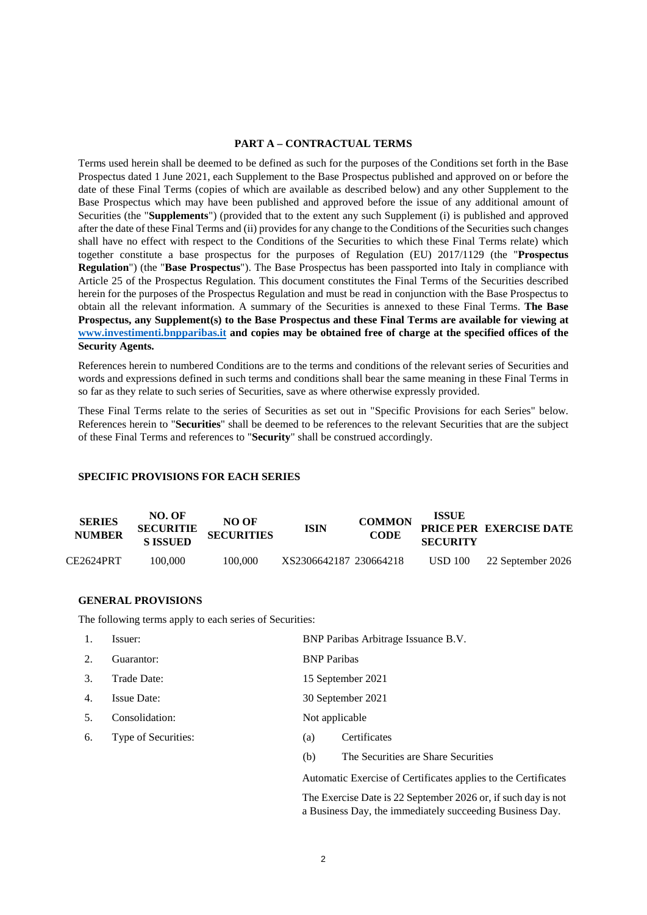## PART A – CONTRACTUAL TERMS

Terms used herein shall be deemed to be defined as such for the purposes of the Conditions set forth in the Base Prospectus dated 1 June 2021, each Supplement to the Base Prospectus published and approved on or before the date of these Final Terms (copies of which are available as described below) and any other Supplement to the Base Prospectus which may have been published and approved before the issue of any additional amount of Securities (the "**Supplements**") (provided that to the extent any such Supplement (i) is published and approved after the date of these Final Terms and (ii) provides for any change to the Conditions of the Securities such changes shall have no effect with respect to the Conditions of the Securities to which these Final Terms relate) which together constitute a base prospectus for the purposes of Regulation (EU) 2017/1129 (the "**Prospectus Regulation**") (the "**Base Prospectus**"). The Base Prospectus has been passported into Italy in compliance with Article 25 of the Prospectus Regulation. This document constitutes the Final Terms of the Securities described herein for the purposes of the Prospectus Regulation and must be read in conjunction with the Base Prospectus to obtain all the relevant information. A summary of the Securities is annexed to these Final Terms. **The Base Prospectus, any Supplement(s) to the Base Prospectus and these Final Terms are available for viewing at www.investimenti.bnpparibas.it and copies may be obtained free of charge at the specified offices of the Security Agents.**

References herein to numbered Conditions are to the terms and conditions of the relevant series of Securities and words and expressions defined in such terms and conditions shall bear the same meaning in these Final Terms in so far as they relate to such series of Securities, save as where otherwise expressly provided.

These Final Terms relate to the series of Securities as set out in "Specific Provisions for each Series" below. References herein to "**Securities**" shall be deemed to be references to the relevant Securities that are the subject of these Final Terms and references to "**Security**" shall be construed accordingly.

### SPECIFIC PROVISIONS FOR EACH SERIES

| SERIES NUMBER | NO. OF SECURITIES ISSUED | NO OF SECURITIES | ISIN | COMMON CODE | ISSUE PRICE PER SECURITY | EXERCISE DATE |
|---|---|---|---|---|---|---|
| CE2624PRT | 100,000 | 100,000 | XS2306642187 | 230664218 | USD 100 | 22 September 2026 |

### GENERAL PROVISIONS

The following terms apply to each series of Securities:

| | | |
|---|---|---|
| 1. | Issuer: | BNP Paribas Arbitrage Issuance B.V. |
| 2. | Guarantor: | BNP Paribas |
| 3. | Trade Date: | 15 September 2021 |
| 4. | Issue Date: | 30 September 2021 |
| 5. | Consolidation: | Not applicable |
| 6. | Type of Securities: | (a) Certificates |
| | | (b) The Securities are Share Securities |
| | | Automatic Exercise of Certificates applies to the Certificates |
| | | The Exercise Date is 22 September 2026 or, if such day is not a Business Day, the immediately succeeding Business Day. |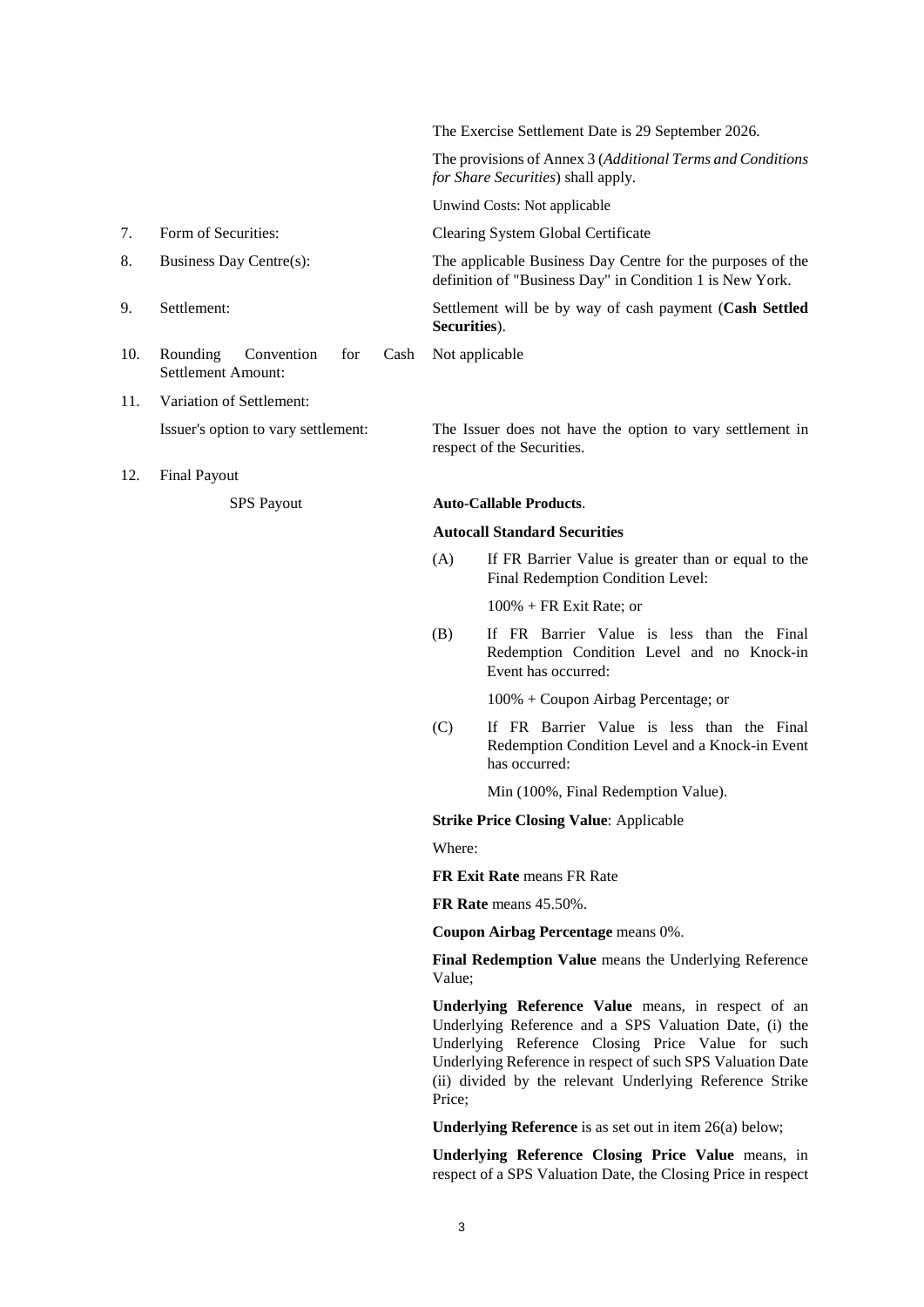The Exercise Settlement Date is 29 September 2026.

The provisions of Annex 3 (*Additional Terms and Conditions for Share Securities*) shall apply.

Unwind Costs: Not applicable

| | | |
|---|---|---|
| 7. | Form of Securities: | Clearing System Global Certificate |
| 8. | Business Day Centre(s): | The applicable Business Day Centre for the purposes of the definition of "Business Day" in Condition 1 is New York. |
| 9. | Settlement: | Settlement will be by way of cash payment (**Cash Settled Securities**). |
| 10. | Rounding Convention for Cash Settlement Amount: | Not applicable |
| 11. | Variation of Settlement: | |
| | Issuer's option to vary settlement: | The Issuer does not have the option to vary settlement in respect of the Securities. |
| 12. | Final Payout | |
| | SPS Payout | **Auto-Callable Products**. |

**Autocall Standard Securities**

(A) If FR Barrier Value is greater than or equal to the Final Redemption Condition Level:

100% + FR Exit Rate; or

(B) If FR Barrier Value is less than the Final Redemption Condition Level and no Knock-in Event has occurred:

100% + Coupon Airbag Percentage; or

(C) If FR Barrier Value is less than the Final Redemption Condition Level and a Knock-in Event has occurred:

Min (100%, Final Redemption Value).

**Strike Price Closing Value**: Applicable

Where:

**FR Exit Rate** means FR Rate

**FR Rate** means 45.50%.

**Coupon Airbag Percentage** means 0%.

**Final Redemption Value** means the Underlying Reference Value;

**Underlying Reference Value** means, in respect of an Underlying Reference and a SPS Valuation Date, (i) the Underlying Reference Closing Price Value for such Underlying Reference in respect of such SPS Valuation Date (ii) divided by the relevant Underlying Reference Strike Price;

**Underlying Reference** is as set out in item 26(a) below;

**Underlying Reference Closing Price Value** means, in respect of a SPS Valuation Date, the Closing Price in respect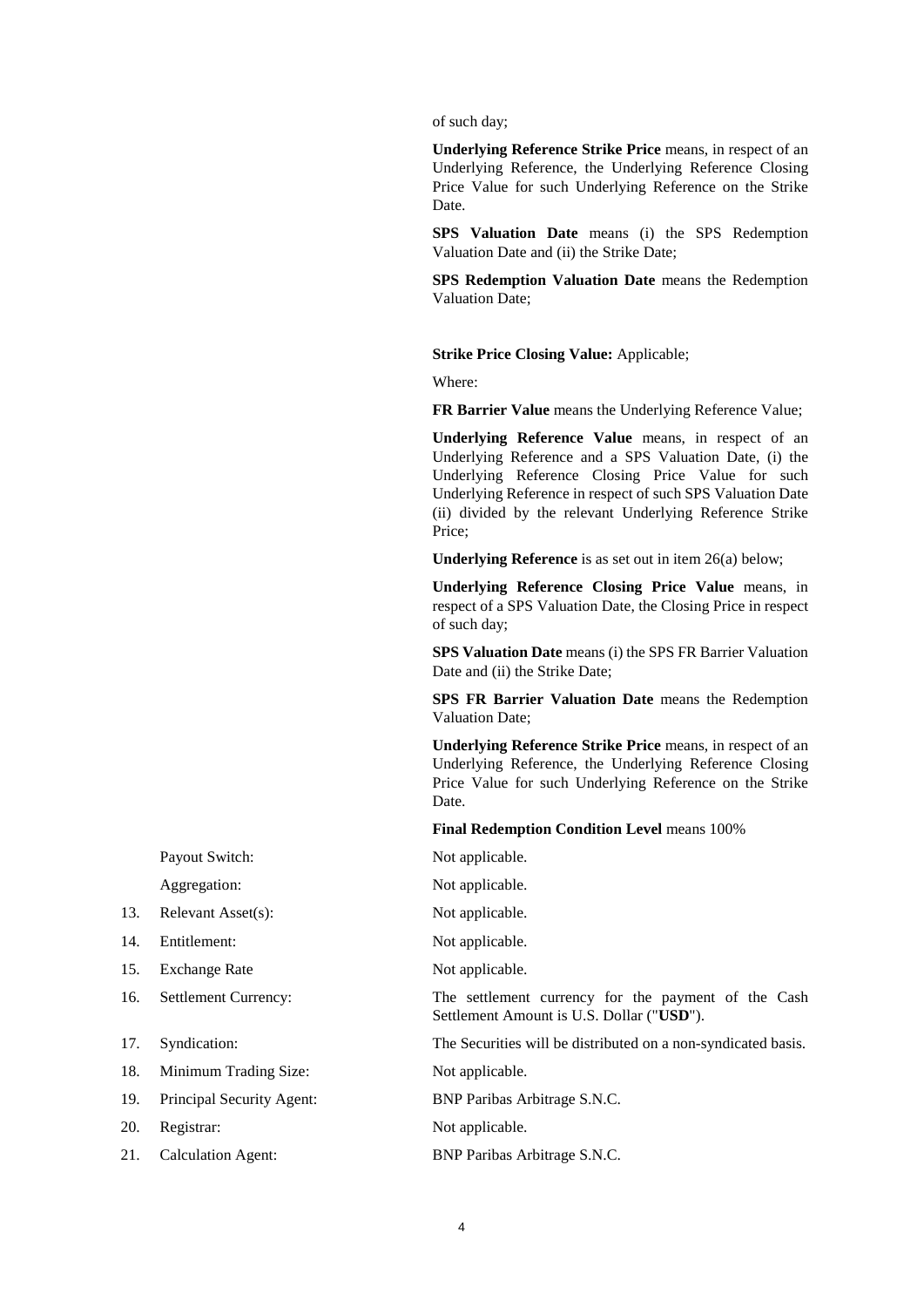of such day;

**Underlying Reference Strike Price** means, in respect of an Underlying Reference, the Underlying Reference Closing Price Value for such Underlying Reference on the Strike Date.

**SPS Valuation Date** means (i) the SPS Redemption Valuation Date and (ii) the Strike Date;

**SPS Redemption Valuation Date** means the Redemption Valuation Date;

**Strike Price Closing Value:** Applicable;

Where:

**FR Barrier Value** means the Underlying Reference Value;

**Underlying Reference Value** means, in respect of an Underlying Reference and a SPS Valuation Date, (i) the Underlying Reference Closing Price Value for such Underlying Reference in respect of such SPS Valuation Date (ii) divided by the relevant Underlying Reference Strike Price;

**Underlying Reference** is as set out in item 26(a) below;

**Underlying Reference Closing Price Value** means, in respect of a SPS Valuation Date, the Closing Price in respect of such day;

**SPS Valuation Date** means (i) the SPS FR Barrier Valuation Date and (ii) the Strike Date;

**SPS FR Barrier Valuation Date** means the Redemption Valuation Date;

**Underlying Reference Strike Price** means, in respect of an Underlying Reference, the Underlying Reference Closing Price Value for such Underlying Reference on the Strike Date.

**Final Redemption Condition Level** means 100%

| | | |
|---|---|---|
| | Payout Switch: | Not applicable. |
| | Aggregation: | Not applicable. |
| 13. | Relevant Asset(s): | Not applicable. |
| 14. | Entitlement: | Not applicable. |
| 15. | Exchange Rate | Not applicable. |
| 16. | Settlement Currency: | The settlement currency for the payment of the Cash Settlement Amount is U.S. Dollar ("**USD**"). |
| 17. | Syndication: | The Securities will be distributed on a non-syndicated basis. |
| 18. | Minimum Trading Size: | Not applicable. |
| 19. | Principal Security Agent: | BNP Paribas Arbitrage S.N.C. |
| 20. | Registrar: | Not applicable. |
| 21. | Calculation Agent: | BNP Paribas Arbitrage S.N.C. |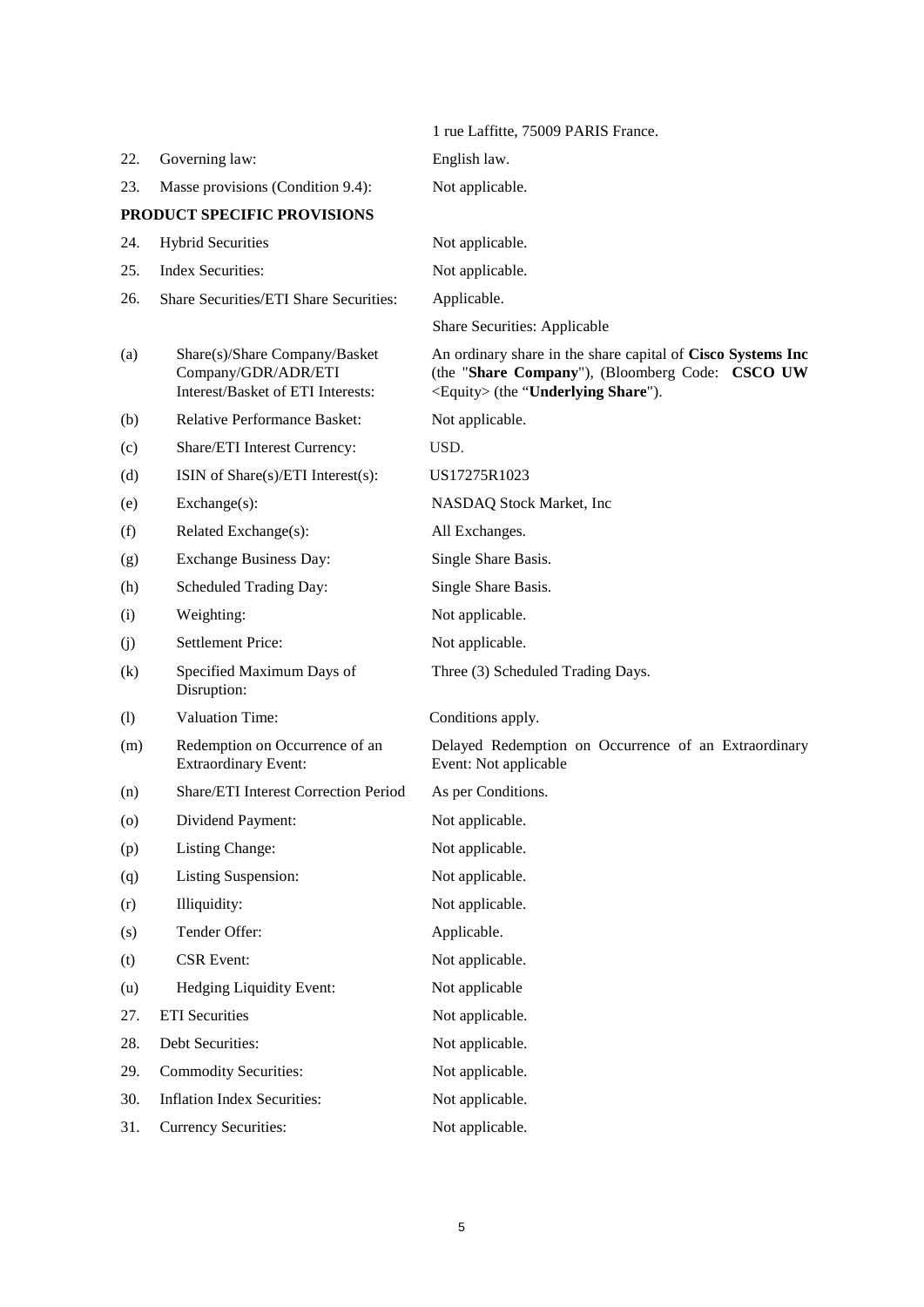| | | |
|---|---|---|
| | | 1 rue Laffitte, 75009 PARIS France. |
| 22. | Governing law: | English law. |
| 23. | Masse provisions (Condition 9.4): | Not applicable. |

**PRODUCT SPECIFIC PROVISIONS**

| | | |
|---|---|---|
| 24. | Hybrid Securities | Not applicable. |
| 25. | Index Securities: | Not applicable. |
| 26. | Share Securities/ETI Share Securities: | Applicable.<br>Share Securities: Applicable |
| (a) | Share(s)/Share Company/Basket Company/GDR/ADR/ETI Interest/Basket of ETI Interests: | An ordinary share in the share capital of **Cisco Systems Inc** (the "**Share Company**"), (Bloomberg Code: **CSCO UW** <Equity> (the "**Underlying Share**"). |
| (b) | Relative Performance Basket: | Not applicable. |
| (c) | Share/ETI Interest Currency: | USD. |
| (d) | ISIN of Share(s)/ETI Interest(s): | US17275R1023 |
| (e) | Exchange(s): | NASDAQ Stock Market, Inc |
| (f) | Related Exchange(s): | All Exchanges. |
| (g) | Exchange Business Day: | Single Share Basis. |
| (h) | Scheduled Trading Day: | Single Share Basis. |
| (i) | Weighting: | Not applicable. |
| (j) | Settlement Price: | Not applicable. |
| (k) | Specified Maximum Days of Disruption: | Three (3) Scheduled Trading Days. |
| (l) | Valuation Time: | Conditions apply. |
| (m) | Redemption on Occurrence of an Extraordinary Event: | Delayed Redemption on Occurrence of an Extraordinary Event: Not applicable |
| (n) | Share/ETI Interest Correction Period | As per Conditions. |
| (o) | Dividend Payment: | Not applicable. |
| (p) | Listing Change: | Not applicable. |
| (q) | Listing Suspension: | Not applicable. |
| (r) | Illiquidity: | Not applicable. |
| (s) | Tender Offer: | Applicable. |
| (t) | CSR Event: | Not applicable. |
| (u) | Hedging Liquidity Event: | Not applicable |
| 27. | ETI Securities | Not applicable. |
| 28. | Debt Securities: | Not applicable. |
| 29. | Commodity Securities: | Not applicable. |
| 30. | Inflation Index Securities: | Not applicable. |
| 31. | Currency Securities: | Not applicable. |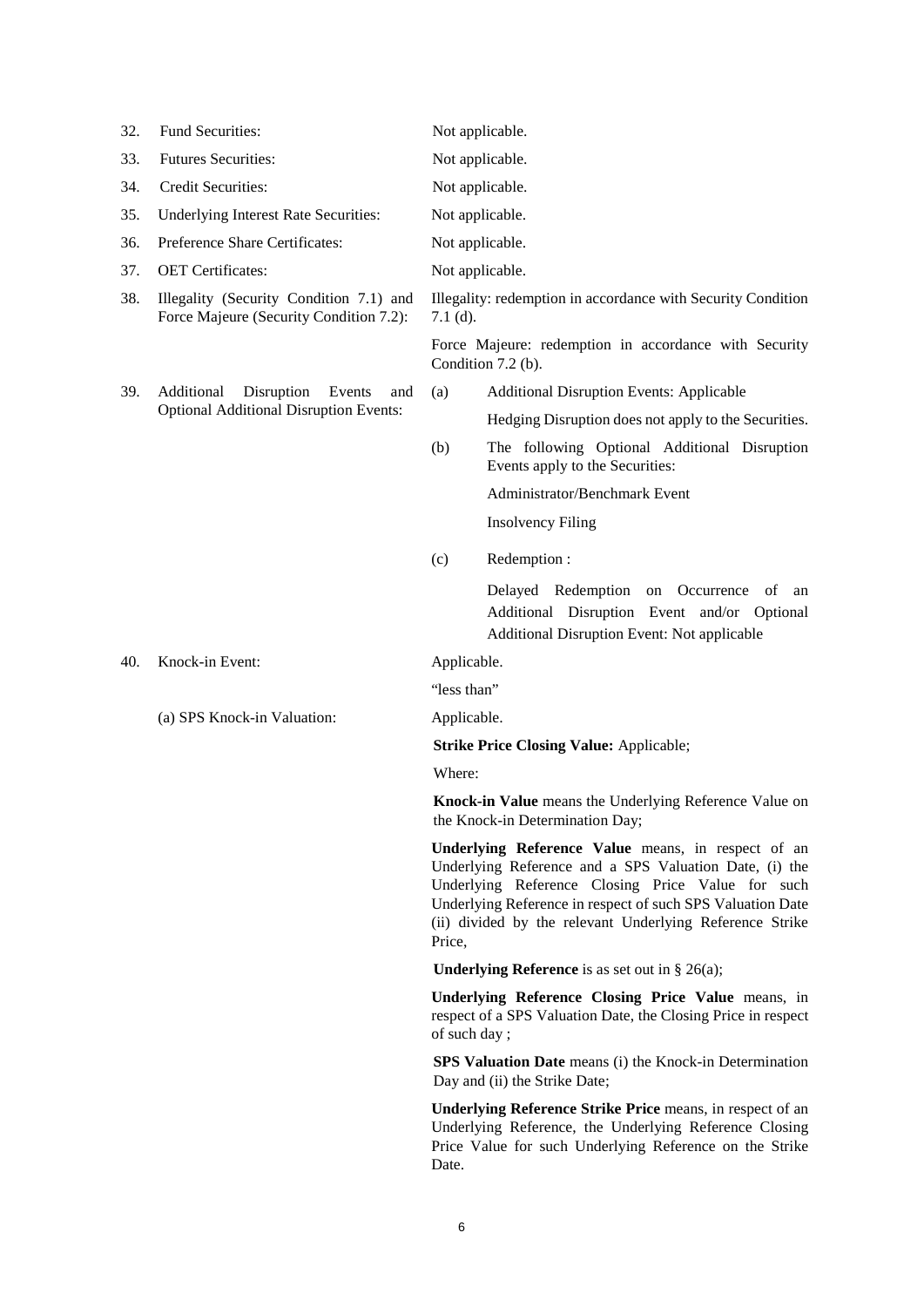| | | |
|---|---|---|
| 32. | Fund Securities: | Not applicable. |
| 33. | Futures Securities: | Not applicable. |
| 34. | Credit Securities: | Not applicable. |
| 35. | Underlying Interest Rate Securities: | Not applicable. |
| 36. | Preference Share Certificates: | Not applicable. |
| 37. | OET Certificates: | Not applicable. |
| 38. | Illegality (Security Condition 7.1) and Force Majeure (Security Condition 7.2): | Illegality: redemption in accordance with Security Condition 7.1 (d).<br><br>Force Majeure: redemption in accordance with Security Condition 7.2 (b). |
| 39. | Additional Disruption Events and Optional Additional Disruption Events: | (a) Additional Disruption Events: Applicable<br><br>Hedging Disruption does not apply to the Securities.<br><br>(b) The following Optional Additional Disruption Events apply to the Securities:<br><br>Administrator/Benchmark Event<br><br>Insolvency Filing<br><br>(c) Redemption :<br><br>Delayed Redemption on Occurrence of an Additional Disruption Event and/or Optional Additional Disruption Event: Not applicable |
| 40. | Knock-in Event: | Applicable.<br><br>"less than" |
| | (a) SPS Knock-in Valuation: | Applicable.<br><br>**Strike Price Closing Value:** Applicable;<br><br>Where:<br><br>**Knock-in Value** means the Underlying Reference Value on the Knock-in Determination Day;<br><br>**Underlying Reference Value** means, in respect of an Underlying Reference and a SPS Valuation Date, (i) the Underlying Reference Closing Price Value for such Underlying Reference in respect of such SPS Valuation Date (ii) divided by the relevant Underlying Reference Strike Price,<br><br>**Underlying Reference** is as set out in § 26(a);<br><br>**Underlying Reference Closing Price Value** means, in respect of a SPS Valuation Date, the Closing Price in respect of such day ;<br><br>**SPS Valuation Date** means (i) the Knock-in Determination Day and (ii) the Strike Date;<br><br>**Underlying Reference Strike Price** means, in respect of an Underlying Reference, the Underlying Reference Closing Price Value for such Underlying Reference on the Strike Date. |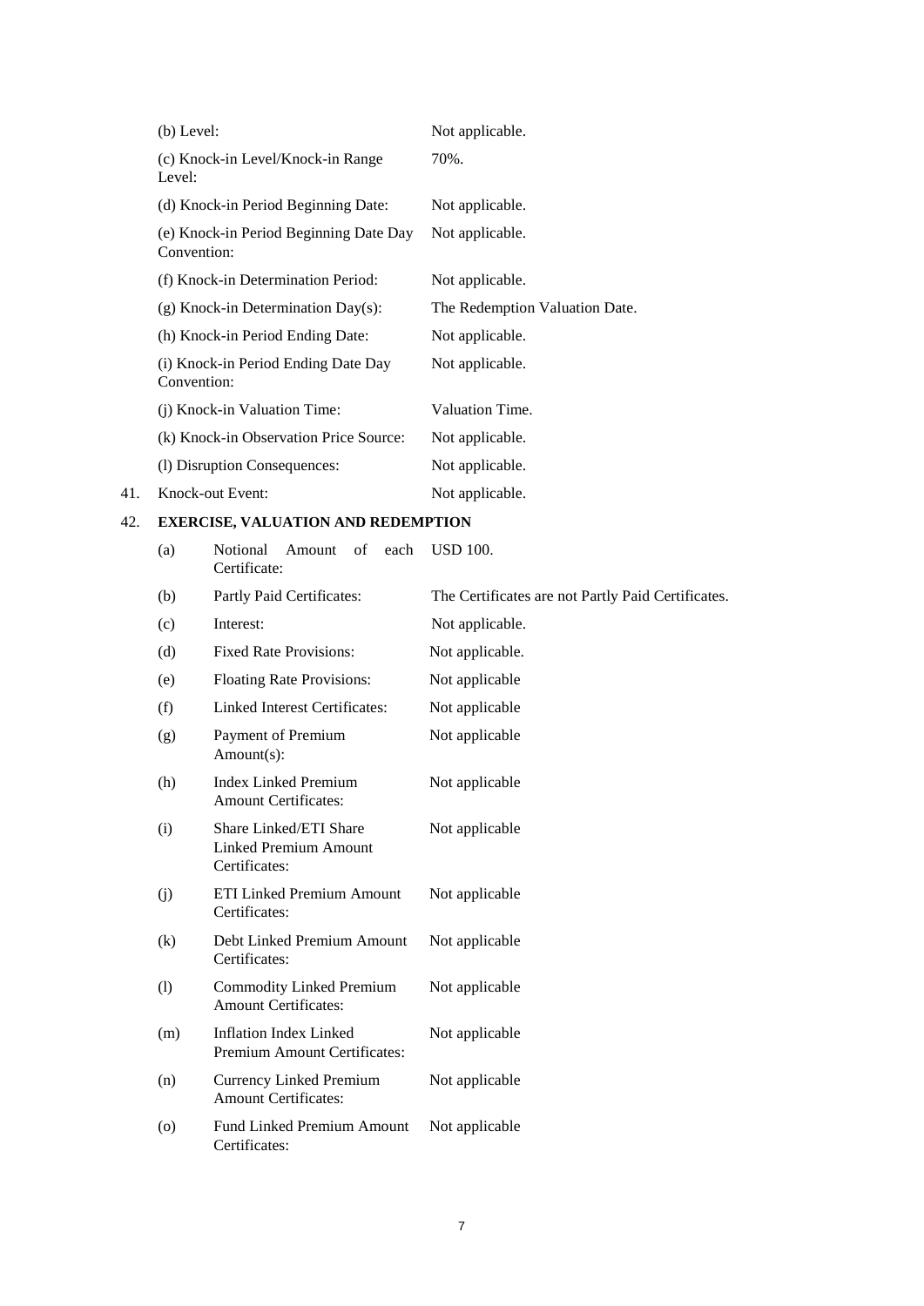| | | |
|---|---|---|
| | (b) Level: | Not applicable. |
| | (c) Knock-in Level/Knock-in Range Level: | 70%. |
| | (d) Knock-in Period Beginning Date: | Not applicable. |
| | (e) Knock-in Period Beginning Date Day Convention: | Not applicable. |
| | (f) Knock-in Determination Period: | Not applicable. |
| | (g) Knock-in Determination Day(s): | The Redemption Valuation Date. |
| | (h) Knock-in Period Ending Date: | Not applicable. |
| | (i) Knock-in Period Ending Date Day Convention: | Not applicable. |
| | (j) Knock-in Valuation Time: | Valuation Time. |
| | (k) Knock-in Observation Price Source: | Not applicable. |
| | (l) Disruption Consequences: | Not applicable. |
| 41. | Knock-out Event: | Not applicable. |

42. **EXERCISE, VALUATION AND REDEMPTION**

| | | |
|---|---|---|
| (a) | Notional Amount of each Certificate: | USD 100. |
| (b) | Partly Paid Certificates: | The Certificates are not Partly Paid Certificates. |
| (c) | Interest: | Not applicable. |
| (d) | Fixed Rate Provisions: | Not applicable. |
| (e) | Floating Rate Provisions: | Not applicable |
| (f) | Linked Interest Certificates: | Not applicable |
| (g) | Payment of Premium Amount(s): | Not applicable |
| (h) | Index Linked Premium Amount Certificates: | Not applicable |
| (i) | Share Linked/ETI Share Linked Premium Amount Certificates: | Not applicable |
| (j) | ETI Linked Premium Amount Certificates: | Not applicable |
| (k) | Debt Linked Premium Amount Certificates: | Not applicable |
| (l) | Commodity Linked Premium Amount Certificates: | Not applicable |
| (m) | Inflation Index Linked Premium Amount Certificates: | Not applicable |
| (n) | Currency Linked Premium Amount Certificates: | Not applicable |
| (o) | Fund Linked Premium Amount Certificates: | Not applicable |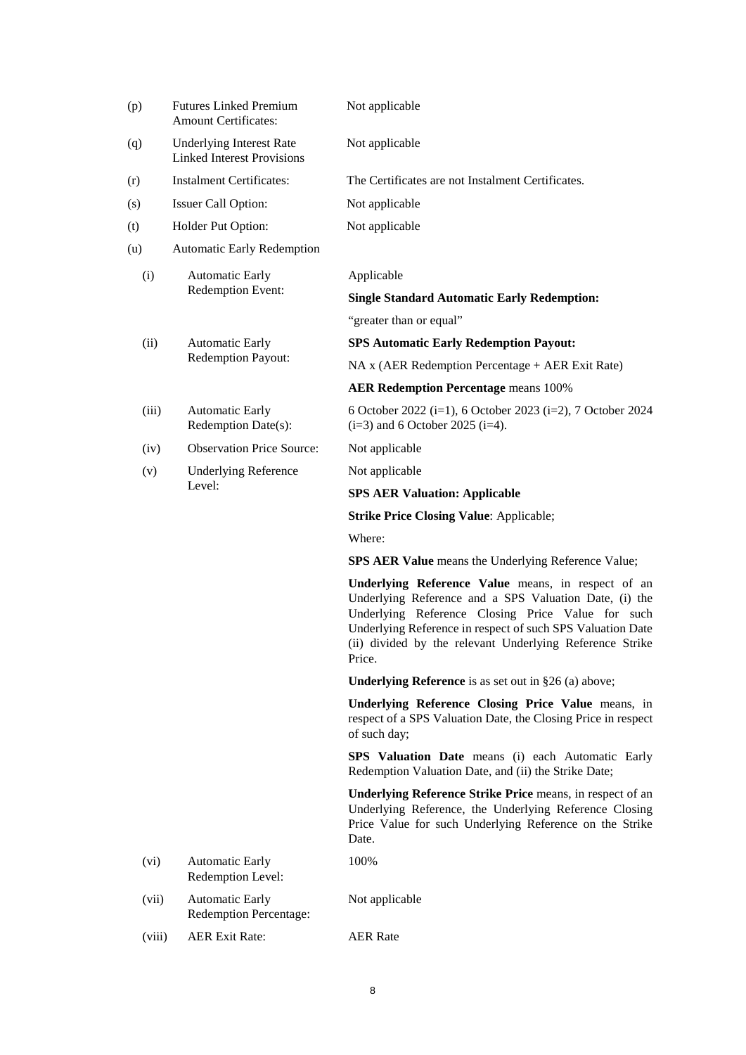| | | |
|---|---|---|
| (p) | Futures Linked Premium Amount Certificates: | Not applicable |
| (q) | Underlying Interest Rate Linked Interest Provisions | Not applicable |
| (r) | Instalment Certificates: | The Certificates are not Instalment Certificates. |
| (s) | Issuer Call Option: | Not applicable |
| (t) | Holder Put Option: | Not applicable |
| (u) | Automatic Early Redemption | |
| (i) | Automatic Early Redemption Event: | Applicable<br><br>**Single Standard Automatic Early Redemption:**<br><br>"greater than or equal" |
| (ii) | Automatic Early Redemption Payout: | **SPS Automatic Early Redemption Payout:**<br><br>NA x (AER Redemption Percentage + AER Exit Rate)<br><br>**AER Redemption Percentage** means 100% |
| (iii) | Automatic Early Redemption Date(s): | 6 October 2022 (i=1), 6 October 2023 (i=2), 7 October 2024 (i=3) and 6 October 2025 (i=4). |
| (iv) | Observation Price Source: | Not applicable |
| (v) | Underlying Reference Level: | Not applicable<br><br>**SPS AER Valuation: Applicable**<br><br>**Strike Price Closing Value**: Applicable;<br><br>Where:<br><br>**SPS AER Value** means the Underlying Reference Value;<br><br>**Underlying Reference Value** means, in respect of an Underlying Reference and a SPS Valuation Date, (i) the Underlying Reference Closing Price Value for such Underlying Reference in respect of such SPS Valuation Date (ii) divided by the relevant Underlying Reference Strike Price.<br><br>**Underlying Reference** is as set out in §26 (a) above;<br><br>**Underlying Reference Closing Price Value** means, in respect of a SPS Valuation Date, the Closing Price in respect of such day;<br><br>**SPS Valuation Date** means (i) each Automatic Early Redemption Valuation Date, and (ii) the Strike Date;<br><br>**Underlying Reference Strike Price** means, in respect of an Underlying Reference, the Underlying Reference Closing Price Value for such Underlying Reference on the Strike Date. |
| (vi) | Automatic Early Redemption Level: | 100% |
| (vii) | Automatic Early Redemption Percentage: | Not applicable |
| (viii) | AER Exit Rate: | AER Rate |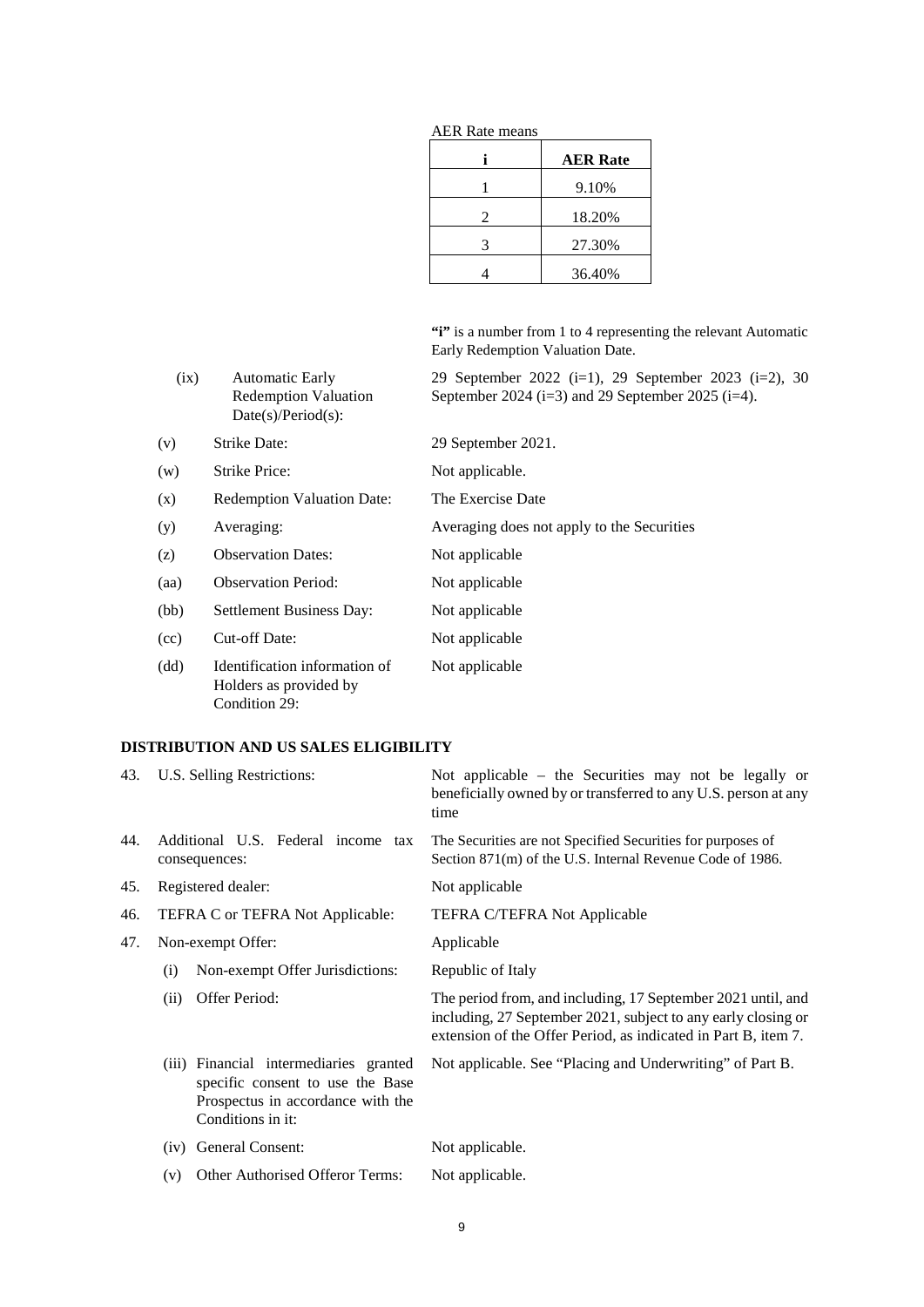AER Rate means

| i | AER Rate |
|---|---|
| 1 | 9.10% |
| 2 | 18.20% |
| 3 | 27.30% |
| 4 | 36.40% |

**"i"** is a number from 1 to 4 representing the relevant Automatic Early Redemption Valuation Date.

| | | |
|---|---|---|
| (ix) | Automatic Early Redemption Valuation Date(s)/Period(s): | 29 September 2022 (i=1), 29 September 2023 (i=2), 30 September 2024 (i=3) and 29 September 2025 (i=4). |
| (v) | Strike Date: | 29 September 2021. |
| (w) | Strike Price: | Not applicable. |
| (x) | Redemption Valuation Date: | The Exercise Date |
| (y) | Averaging: | Averaging does not apply to the Securities |
| (z) | Observation Dates: | Not applicable |
| (aa) | Observation Period: | Not applicable |
| (bb) | Settlement Business Day: | Not applicable |
| (cc) | Cut-off Date: | Not applicable |
| (dd) | Identification information of Holders as provided by Condition 29: | Not applicable |

## DISTRIBUTION AND US SALES ELIGIBILITY

| | | |
|---|---|---|
| 43. | U.S. Selling Restrictions: | Not applicable – the Securities may not be legally or beneficially owned by or transferred to any U.S. person at any time |
| 44. | Additional U.S. Federal income tax consequences: | The Securities are not Specified Securities for purposes of Section 871(m) of the U.S. Internal Revenue Code of 1986. |
| 45. | Registered dealer: | Not applicable |
| 46. | TEFRA C or TEFRA Not Applicable: | TEFRA C/TEFRA Not Applicable |
| 47. | Non-exempt Offer: | Applicable |
| | (i) Non-exempt Offer Jurisdictions: | Republic of Italy |
| | (ii) Offer Period: | The period from, and including, 17 September 2021 until, and including, 27 September 2021, subject to any early closing or extension of the Offer Period, as indicated in Part B, item 7. |
| | (iii) Financial intermediaries granted specific consent to use the Base Prospectus in accordance with the Conditions in it: | Not applicable. See "Placing and Underwriting" of Part B. |
| | (iv) General Consent: | Not applicable. |
| | (v) Other Authorised Offeror Terms: | Not applicable. |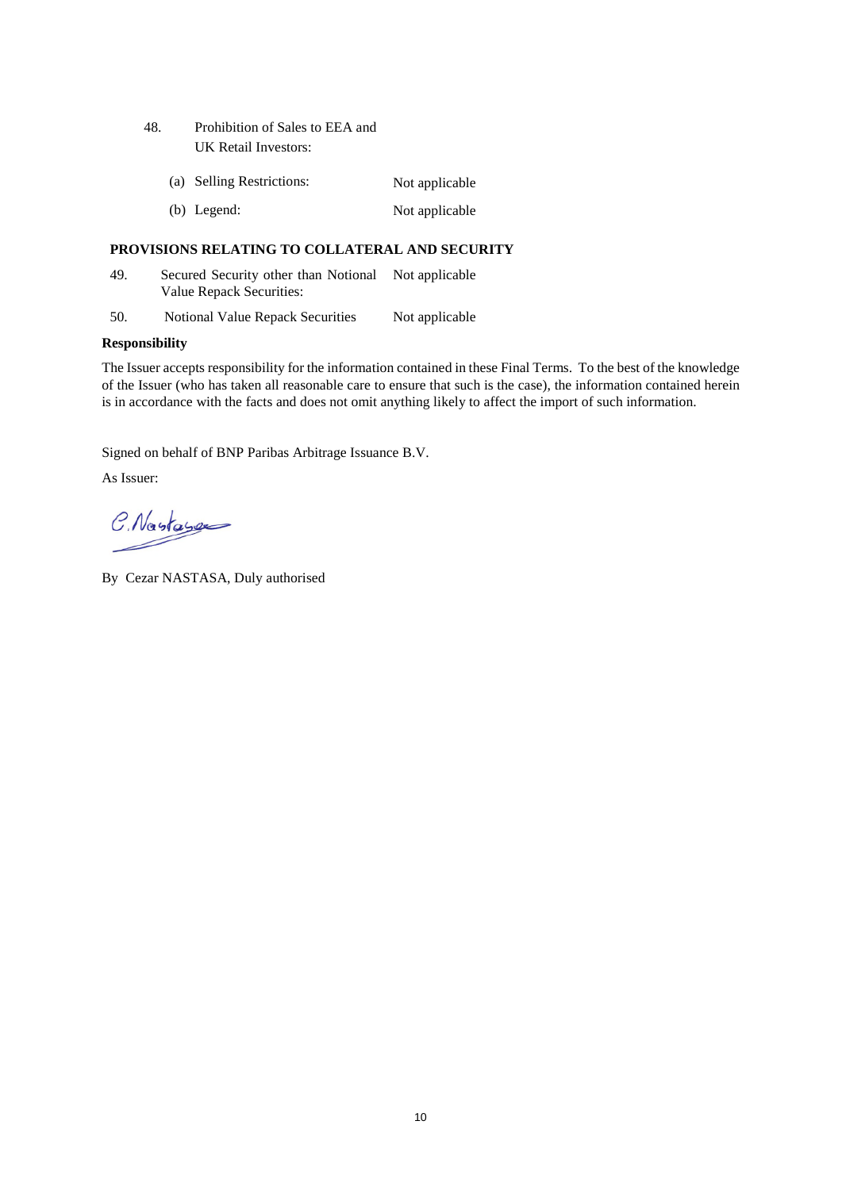| | | |
|---|---|---|
| 48. | Prohibition of Sales to EEA and UK Retail Investors: | |
| | (a) Selling Restrictions: | Not applicable |
| | (b) Legend: | Not applicable |

**PROVISIONS RELATING TO COLLATERAL AND SECURITY**

| | | |
|---|---|---|
| 49. | Secured Security other than Notional Value Repack Securities: | Not applicable |
| 50. | Notional Value Repack Securities | Not applicable |

**Responsibility**

The Issuer accepts responsibility for the information contained in these Final Terms. To the best of the knowledge of the Issuer (who has taken all reasonable care to ensure that such is the case), the information contained herein is in accordance with the facts and does not omit anything likely to affect the import of such information.

Signed on behalf of BNP Paribas Arbitrage Issuance B.V.

As Issuer:

C.Nastasa

By Cezar NASTASA, Duly authorised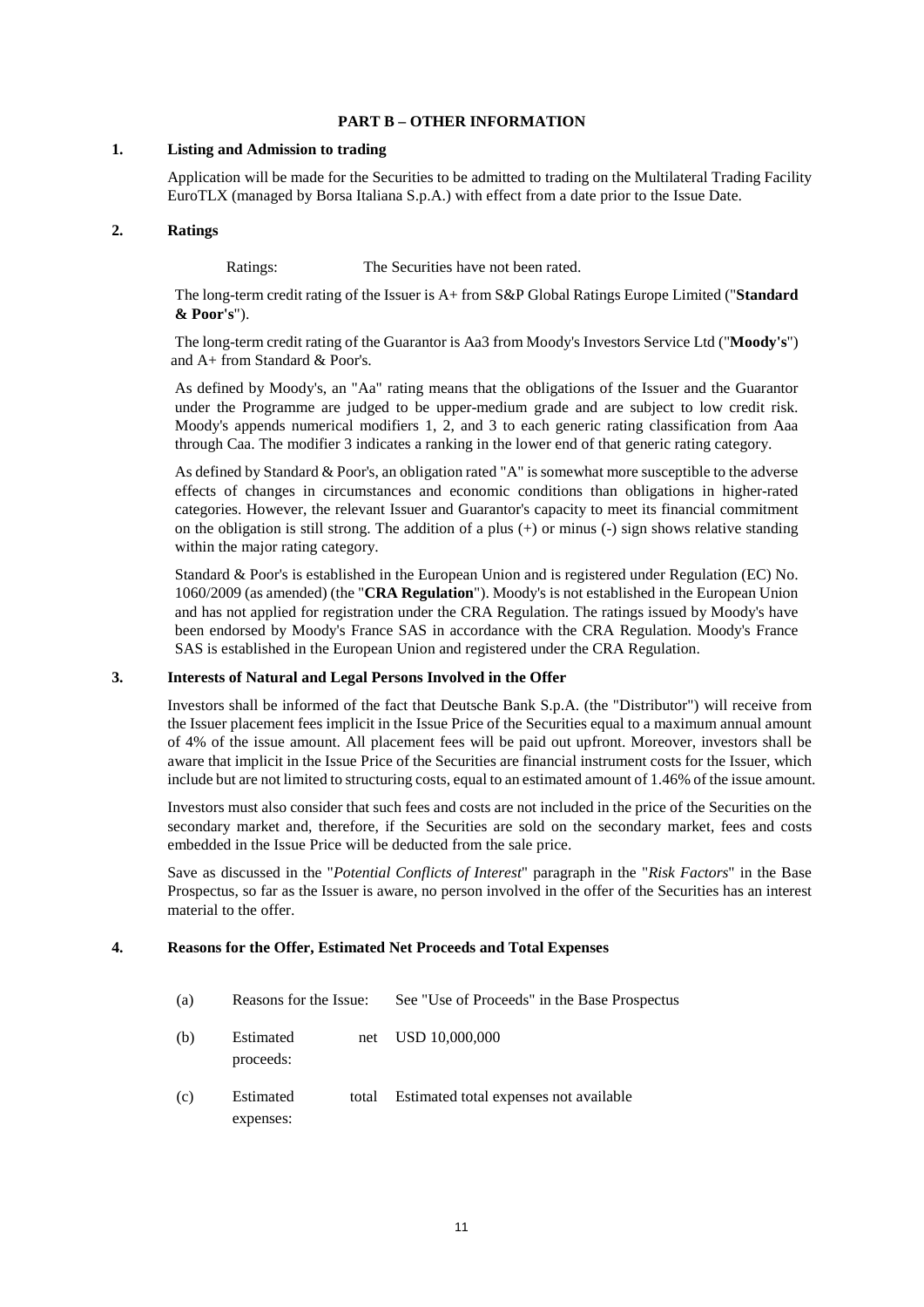## PART B – OTHER INFORMATION

### 1. Listing and Admission to trading

Application will be made for the Securities to be admitted to trading on the Multilateral Trading Facility EuroTLX (managed by Borsa Italiana S.p.A.) with effect from a date prior to the Issue Date.

### 2. Ratings

Ratings: The Securities have not been rated.

The long-term credit rating of the Issuer is A+ from S&P Global Ratings Europe Limited ("**Standard & Poor's**").

The long-term credit rating of the Guarantor is Aa3 from Moody's Investors Service Ltd ("**Moody's**") and A+ from Standard & Poor's.

As defined by Moody's, an "Aa" rating means that the obligations of the Issuer and the Guarantor under the Programme are judged to be upper-medium grade and are subject to low credit risk. Moody's appends numerical modifiers 1, 2, and 3 to each generic rating classification from Aaa through Caa. The modifier 3 indicates a ranking in the lower end of that generic rating category.

As defined by Standard & Poor's, an obligation rated "A" is somewhat more susceptible to the adverse effects of changes in circumstances and economic conditions than obligations in higher-rated categories. However, the relevant Issuer and Guarantor's capacity to meet its financial commitment on the obligation is still strong. The addition of a plus (+) or minus (-) sign shows relative standing within the major rating category.

Standard & Poor's is established in the European Union and is registered under Regulation (EC) No. 1060/2009 (as amended) (the "**CRA Regulation**"). Moody's is not established in the European Union and has not applied for registration under the CRA Regulation. The ratings issued by Moody's have been endorsed by Moody's France SAS in accordance with the CRA Regulation. Moody's France SAS is established in the European Union and registered under the CRA Regulation.

### 3. Interests of Natural and Legal Persons Involved in the Offer

Investors shall be informed of the fact that Deutsche Bank S.p.A. (the "Distributor") will receive from the Issuer placement fees implicit in the Issue Price of the Securities equal to a maximum annual amount of 4% of the issue amount. All placement fees will be paid out upfront. Moreover, investors shall be aware that implicit in the Issue Price of the Securities are financial instrument costs for the Issuer, which include but are not limited to structuring costs, equal to an estimated amount of 1.46% of the issue amount.

Investors must also consider that such fees and costs are not included in the price of the Securities on the secondary market and, therefore, if the Securities are sold on the secondary market, fees and costs embedded in the Issue Price will be deducted from the sale price.

Save as discussed in the "*Potential Conflicts of Interest*" paragraph in the "*Risk Factors*" in the Base Prospectus, so far as the Issuer is aware, no person involved in the offer of the Securities has an interest material to the offer.

### 4. Reasons for the Offer, Estimated Net Proceeds and Total Expenses

| | | |
|---|---|---|
| (a) | Reasons for the Issue: | See "Use of Proceeds" in the Base Prospectus |
| (b) | Estimated net proceeds: | USD 10,000,000 |
| (c) | Estimated total expenses: | Estimated total expenses not available |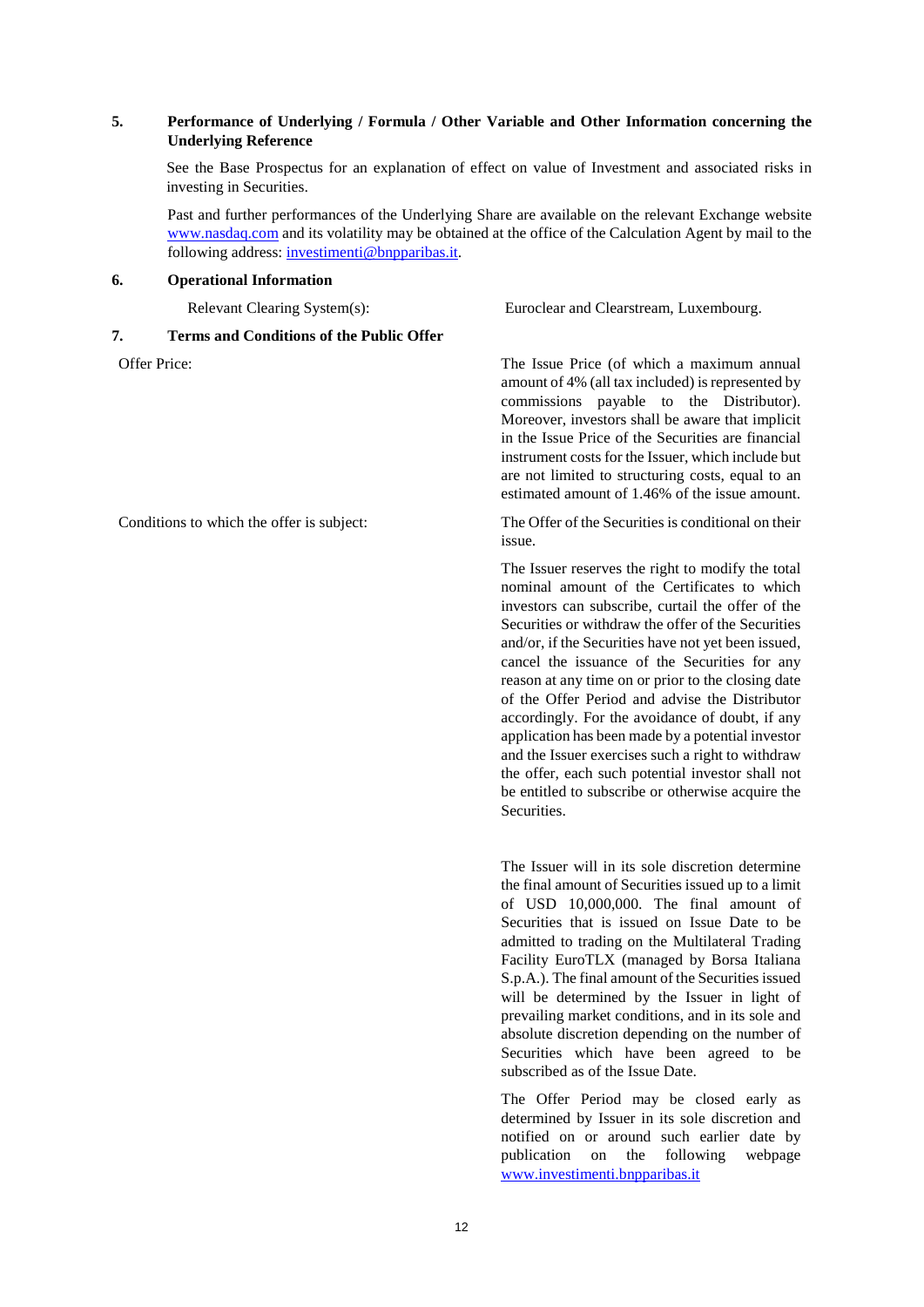**5. Performance of Underlying / Formula / Other Variable and Other Information concerning the Underlying Reference**

See the Base Prospectus for an explanation of effect on value of Investment and associated risks in investing in Securities.

Past and further performances of the Underlying Share are available on the relevant Exchange website www.nasdaq.com and its volatility may be obtained at the office of the Calculation Agent by mail to the following address: investimenti@bnpparibas.it.

**6. Operational Information**

| | |
|---|---|
| Relevant Clearing System(s): | Euroclear and Clearstream, Luxembourg. |

**7. Terms and Conditions of the Public Offer**

| | |
|---|---|
| Offer Price: | The Issue Price (of which a maximum annual amount of 4% (all tax included) is represented by commissions payable to the Distributor). Moreover, investors shall be aware that implicit in the Issue Price of the Securities are financial instrument costs for the Issuer, which include but are not limited to structuring costs, equal to an estimated amount of 1.46% of the issue amount. |
| Conditions to which the offer is subject: | The Offer of the Securities is conditional on their issue.<br><br>The Issuer reserves the right to modify the total nominal amount of the Certificates to which investors can subscribe, curtail the offer of the Securities or withdraw the offer of the Securities and/or, if the Securities have not yet been issued, cancel the issuance of the Securities for any reason at any time on or prior to the closing date of the Offer Period and advise the Distributor accordingly. For the avoidance of doubt, if any application has been made by a potential investor and the Issuer exercises such a right to withdraw the offer, each such potential investor shall not be entitled to subscribe or otherwise acquire the Securities.<br><br>The Issuer will in its sole discretion determine the final amount of Securities issued up to a limit of USD 10,000,000. The final amount of Securities that is issued on Issue Date to be admitted to trading on the Multilateral Trading Facility EuroTLX (managed by Borsa Italiana S.p.A.). The final amount of the Securities issued will be determined by the Issuer in light of prevailing market conditions, and in its sole and absolute discretion depending on the number of Securities which have been agreed to be subscribed as of the Issue Date.<br><br>The Offer Period may be closed early as determined by Issuer in its sole discretion and notified on or around such earlier date by publication on the following webpage www.investimenti.bnpparibas.it |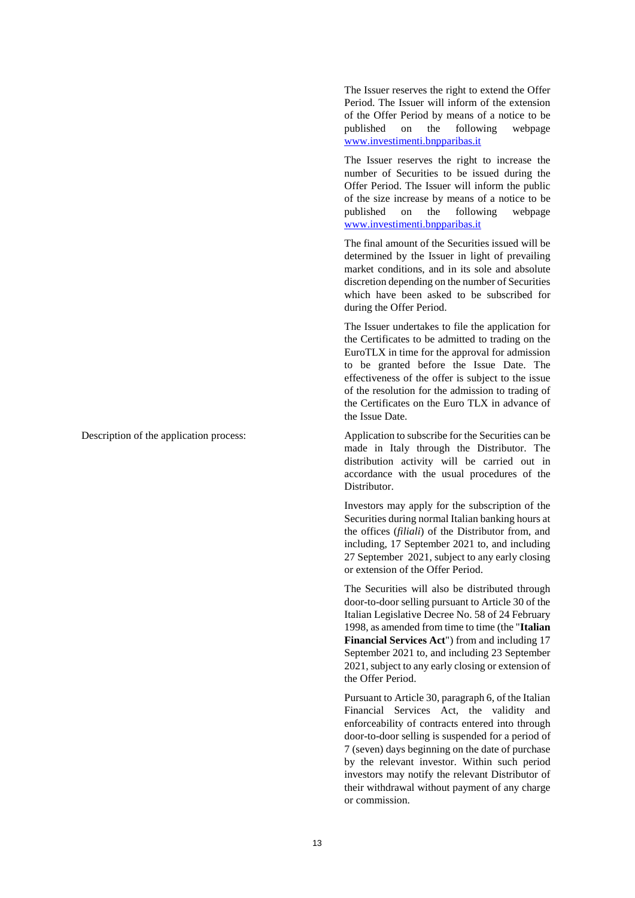| | |
|---|---|
| | The Issuer reserves the right to extend the Offer Period. The Issuer will inform of the extension of the Offer Period by means of a notice to be published on the following webpage www.investimenti.bnpparibas.it<br><br>The Issuer reserves the right to increase the number of Securities to be issued during the Offer Period. The Issuer will inform the public of the size increase by means of a notice to be published on the following webpage www.investimenti.bnpparibas.it<br><br>The final amount of the Securities issued will be determined by the Issuer in light of prevailing market conditions, and in its sole and absolute discretion depending on the number of Securities which have been asked to be subscribed for during the Offer Period.<br><br>The Issuer undertakes to file the application for the Certificates to be admitted to trading on the EuroTLX in time for the approval for admission to be granted before the Issue Date. The effectiveness of the offer is subject to the issue of the resolution for the admission to trading of the Certificates on the Euro TLX in advance of the Issue Date. |
| Description of the application process: | Application to subscribe for the Securities can be made in Italy through the Distributor. The distribution activity will be carried out in accordance with the usual procedures of the Distributor.<br><br>Investors may apply for the subscription of the Securities during normal Italian banking hours at the offices (*filiali*) of the Distributor from, and including, 17 September 2021 to, and including 27 September 2021, subject to any early closing or extension of the Offer Period.<br><br>The Securities will also be distributed through door-to-door selling pursuant to Article 30 of the Italian Legislative Decree No. 58 of 24 February 1998, as amended from time to time (the "**Italian Financial Services Act**") from and including 17 September 2021 to, and including 23 September 2021, subject to any early closing or extension of the Offer Period.<br><br>Pursuant to Article 30, paragraph 6, of the Italian Financial Services Act, the validity and enforceability of contracts entered into through door-to-door selling is suspended for a period of 7 (seven) days beginning on the date of purchase by the relevant investor. Within such period investors may notify the relevant Distributor of their withdrawal without payment of any charge or commission. |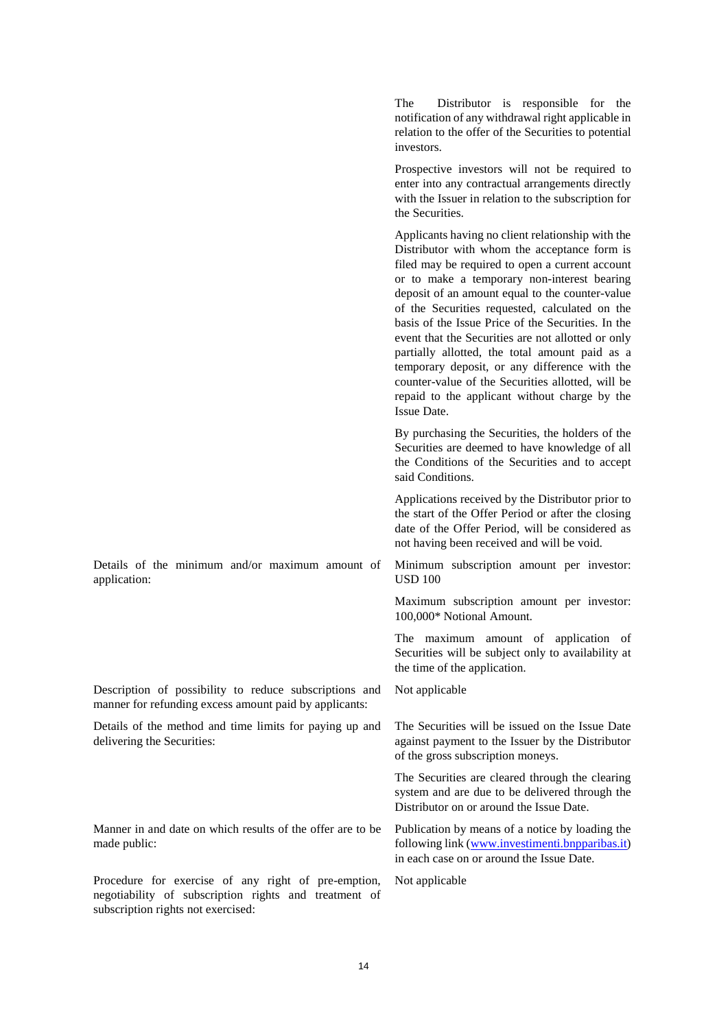| | |
|---|---|
| | The Distributor is responsible for the notification of any withdrawal right applicable in relation to the offer of the Securities to potential investors.<br><br>Prospective investors will not be required to enter into any contractual arrangements directly with the Issuer in relation to the subscription for the Securities.<br><br>Applicants having no client relationship with the Distributor with whom the acceptance form is filed may be required to open a current account or to make a temporary non-interest bearing deposit of an amount equal to the counter-value of the Securities requested, calculated on the basis of the Issue Price of the Securities. In the event that the Securities are not allotted or only partially allotted, the total amount paid as a temporary deposit, or any difference with the counter-value of the Securities allotted, will be repaid to the applicant without charge by the Issue Date.<br><br>By purchasing the Securities, the holders of the Securities are deemed to have knowledge of all the Conditions of the Securities and to accept said Conditions.<br><br>Applications received by the Distributor prior to the start of the Offer Period or after the closing date of the Offer Period, will be considered as not having been received and will be void. |
| Details of the minimum and/or maximum amount of application: | Minimum subscription amount per investor: USD 100<br><br>Maximum subscription amount per investor: 100,000* Notional Amount.<br><br>The maximum amount of application of Securities will be subject only to availability at the time of the application. |
| Description of possibility to reduce subscriptions and manner for refunding excess amount paid by applicants: | Not applicable |
| Details of the method and time limits for paying up and delivering the Securities: | The Securities will be issued on the Issue Date against payment to the Issuer by the Distributor of the gross subscription moneys.<br><br>The Securities are cleared through the clearing system and are due to be delivered through the Distributor on or around the Issue Date. |
| Manner in and date on which results of the offer are to be made public: | Publication by means of a notice by loading the following link (www.investimenti.bnpparibas.it) in each case on or around the Issue Date. |
| Procedure for exercise of any right of pre-emption, negotiability of subscription rights and treatment of subscription rights not exercised: | Not applicable |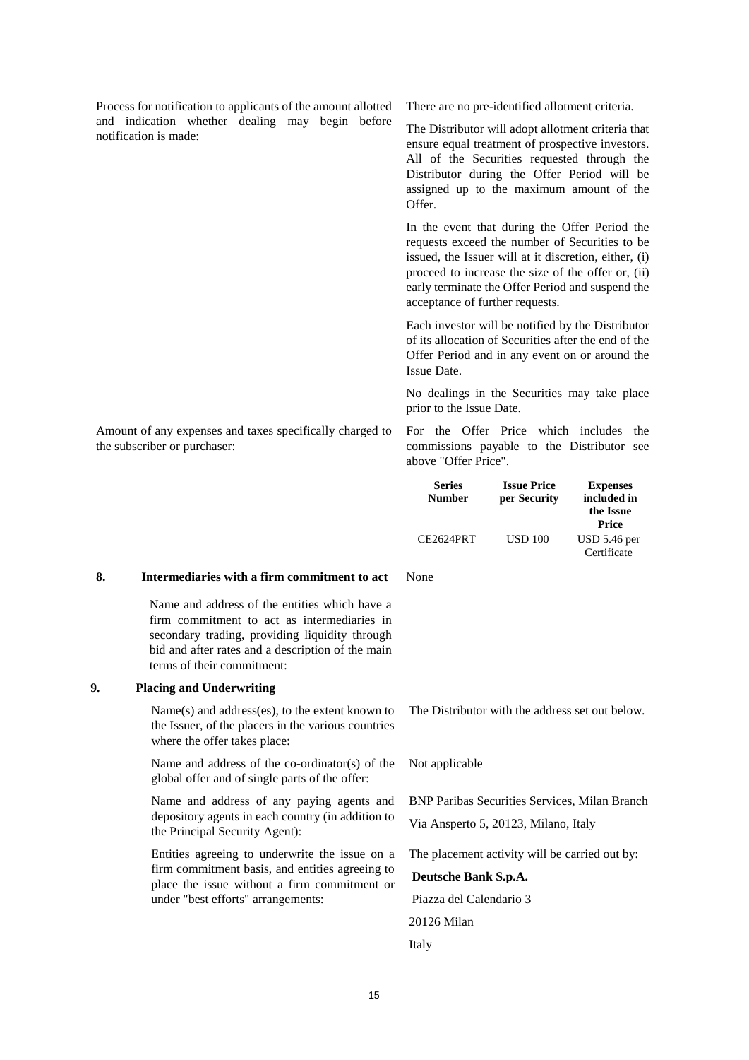Process for notification to applicants of the amount allotted and indication whether dealing may begin before notification is made:

There are no pre-identified allotment criteria.

The Distributor will adopt allotment criteria that ensure equal treatment of prospective investors. All of the Securities requested through the Distributor during the Offer Period will be assigned up to the maximum amount of the Offer.

In the event that during the Offer Period the requests exceed the number of Securities to be issued, the Issuer will at it discretion, either, (i) proceed to increase the size of the offer or, (ii) early terminate the Offer Period and suspend the acceptance of further requests.

Each investor will be notified by the Distributor of its allocation of Securities after the end of the Offer Period and in any event on or around the Issue Date.

No dealings in the Securities may take place prior to the Issue Date.

Amount of any expenses and taxes specifically charged to the subscriber or purchaser:

For the Offer Price which includes the commissions payable to the Distributor see above "Offer Price".

| Series Number | Issue Price per Security | Expenses included in the Issue Price |
|---|---|---|
| CE2624PRT | USD 100 | USD 5.46 per Certificate |

**8. Intermediaries with a firm commitment to act**

None

Name and address of the entities which have a firm commitment to act as intermediaries in secondary trading, providing liquidity through bid and after rates and a description of the main terms of their commitment:

**9. Placing and Underwriting**

Name(s) and address(es), to the extent known to the Issuer, of the placers in the various countries where the offer takes place:

The Distributor with the address set out below.

Name and address of the co-ordinator(s) of the global offer and of single parts of the offer:

Not applicable

Name and address of any paying agents and depository agents in each country (in addition to the Principal Security Agent):

BNP Paribas Securities Services, Milan Branch

Via Ansperto 5, 20123, Milano, Italy

Entities agreeing to underwrite the issue on a firm commitment basis, and entities agreeing to place the issue without a firm commitment or under "best efforts" arrangements:

The placement activity will be carried out by:

**Deutsche Bank S.p.A.**

Piazza del Calendario 3

20126 Milan

Italy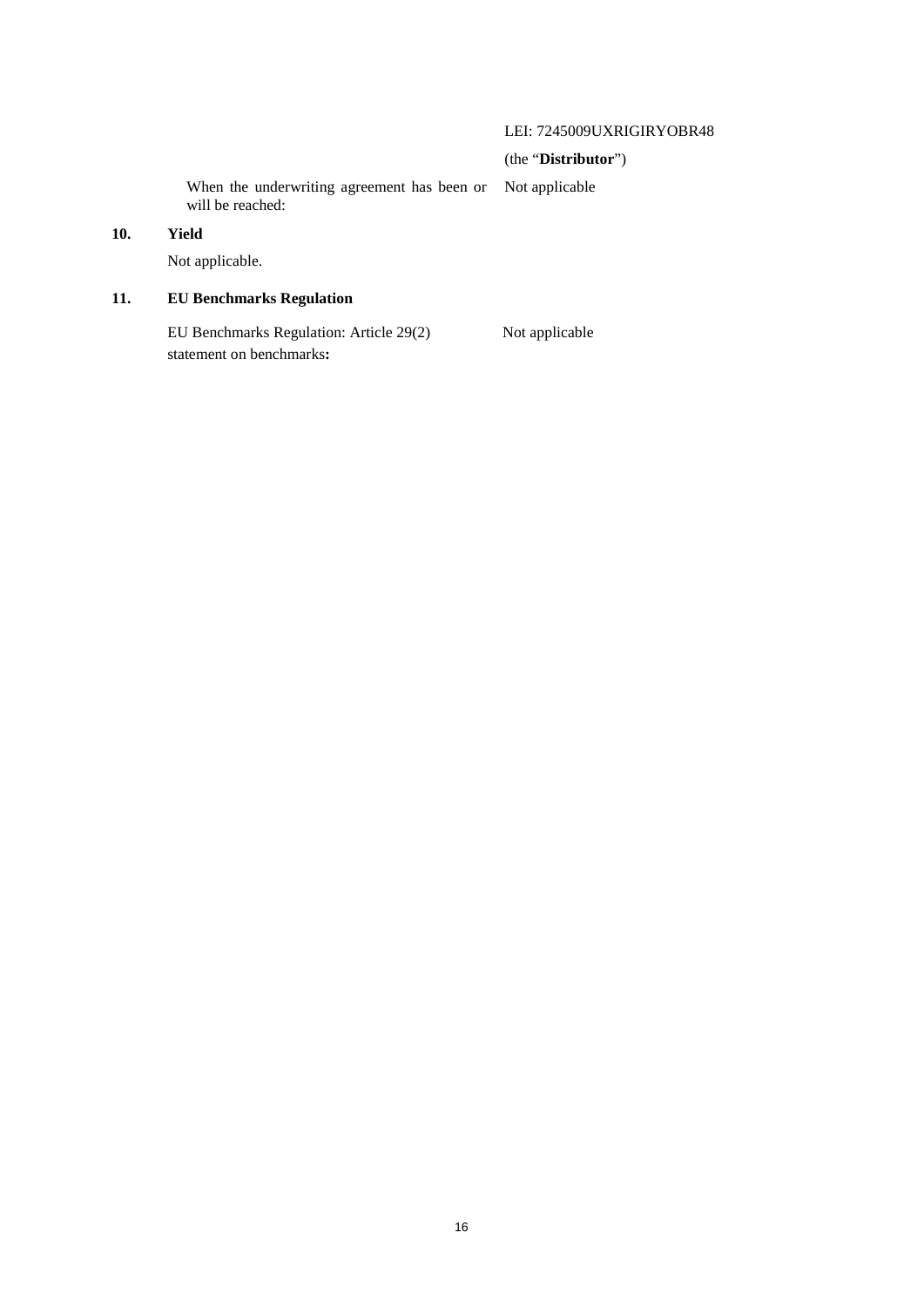| | |
|---|---|
| | LEI: 7245009UXRIGIRYOBR48 |
| | (the "**Distributor**") |
| When the underwriting agreement has been or will be reached: | Not applicable |

## 10. Yield

Not applicable.

## 11. EU Benchmarks Regulation

| | |
|---|---|
| EU Benchmarks Regulation: Article 29(2) statement on benchmarks**:** | Not applicable |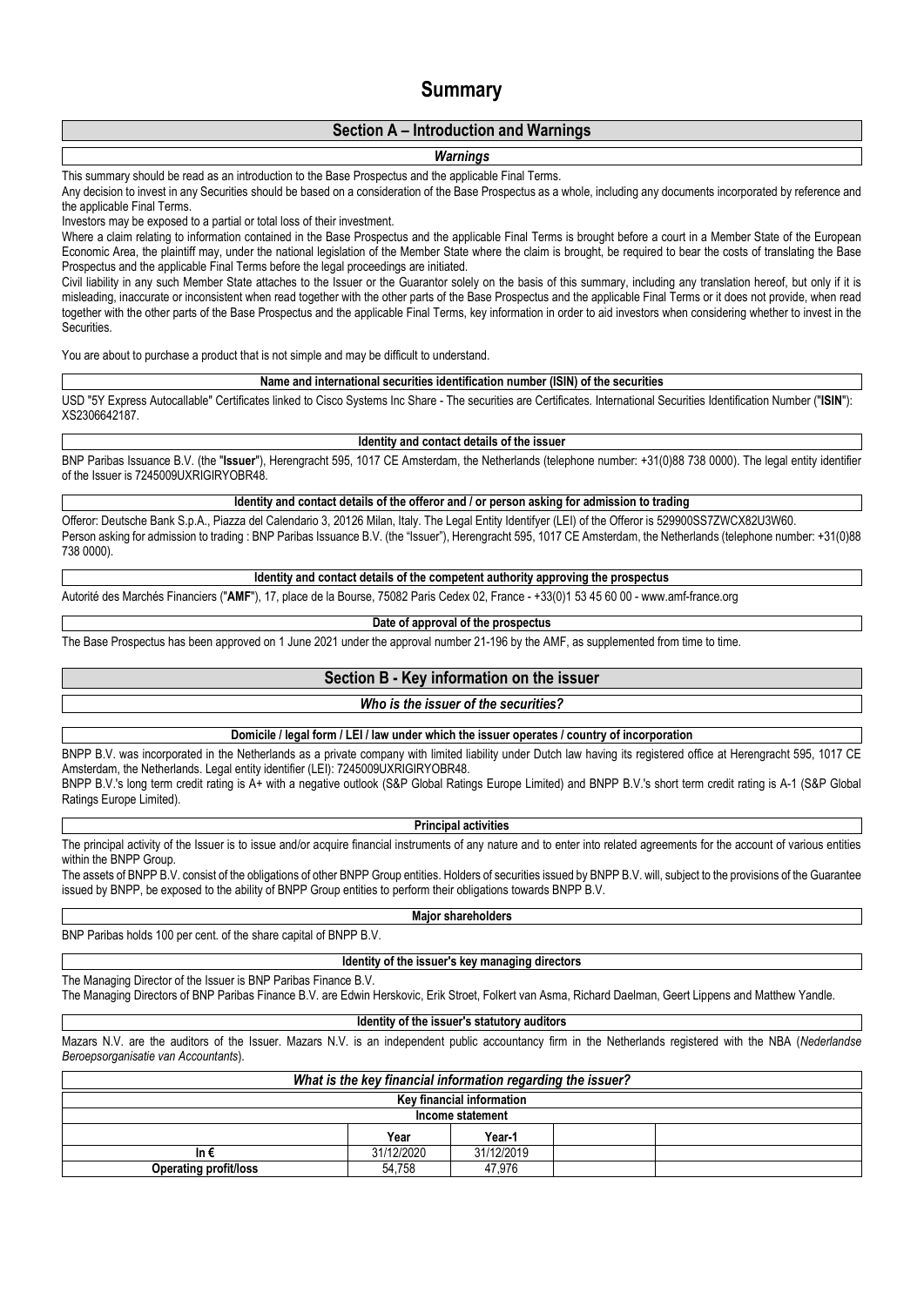# Summary

## Section A – Introduction and Warnings

***Warnings***

This summary should be read as an introduction to the Base Prospectus and the applicable Final Terms.

Any decision to invest in any Securities should be based on a consideration of the Base Prospectus as a whole, including any documents incorporated by reference and the applicable Final Terms.

Investors may be exposed to a partial or total loss of their investment.

Where a claim relating to information contained in the Base Prospectus and the applicable Final Terms is brought before a court in a Member State of the European Economic Area, the plaintiff may, under the national legislation of the Member State where the claim is brought, be required to bear the costs of translating the Base Prospectus and the applicable Final Terms before the legal proceedings are initiated.

Civil liability in any such Member State attaches to the Issuer or the Guarantor solely on the basis of this summary, including any translation hereof, but only if it is misleading, inaccurate or inconsistent when read together with the other parts of the Base Prospectus and the applicable Final Terms or it does not provide, when read together with the other parts of the Base Prospectus and the applicable Final Terms, key information in order to aid investors when considering whether to invest in the Securities.

You are about to purchase a product that is not simple and may be difficult to understand.

**Name and international securities identification number (ISIN) of the securities**

USD "5Y Express Autocallable" Certificates linked to Cisco Systems Inc Share - The securities are Certificates. International Securities Identification Number ("**ISIN**"): XS2306642187.

**Identity and contact details of the issuer**

BNP Paribas Issuance B.V. (the "**Issuer**"), Herengracht 595, 1017 CE Amsterdam, the Netherlands (telephone number: +31(0)88 738 0000). The legal entity identifier of the Issuer is 7245009UXRIGIRYOBR48.

**Identity and contact details of the offeror and / or person asking for admission to trading**

Offeror: Deutsche Bank S.p.A., Piazza del Calendario 3, 20126 Milan, Italy. The Legal Entity Identifyer (LEI) of the Offeror is 529900SS7ZWCX82U3W60.
Person asking for admission to trading : BNP Paribas Issuance B.V. (the "Issuer"), Herengracht 595, 1017 CE Amsterdam, the Netherlands (telephone number: +31(0)88 738 0000).

**Identity and contact details of the competent authority approving the prospectus**

Autorité des Marchés Financiers ("**AMF**"), 17, place de la Bourse, 75082 Paris Cedex 02, France - +33(0)1 53 45 60 00 - www.amf-france.org

**Date of approval of the prospectus**

The Base Prospectus has been approved on 1 June 2021 under the approval number 21-196 by the AMF, as supplemented from time to time.

## Section B - Key information on the issuer

***Who is the issuer of the securities?***

**Domicile / legal form / LEI / law under which the issuer operates / country of incorporation**

BNPP B.V. was incorporated in the Netherlands as a private company with limited liability under Dutch law having its registered office at Herengracht 595, 1017 CE Amsterdam, the Netherlands. Legal entity identifier (LEI): 7245009UXRIGIRYOBR48.

BNPP B.V.'s long term credit rating is A+ with a negative outlook (S&P Global Ratings Europe Limited) and BNPP B.V.'s short term credit rating is A-1 (S&P Global Ratings Europe Limited).

**Principal activities**

The principal activity of the Issuer is to issue and/or acquire financial instruments of any nature and to enter into related agreements for the account of various entities within the BNPP Group.

The assets of BNPP B.V. consist of the obligations of other BNPP Group entities. Holders of securities issued by BNPP B.V. will, subject to the provisions of the Guarantee issued by BNPP, be exposed to the ability of BNPP Group entities to perform their obligations towards BNPP B.V.

**Major shareholders**

BNP Paribas holds 100 per cent. of the share capital of BNPP B.V.

**Identity of the issuer's key managing directors**

The Managing Director of the Issuer is BNP Paribas Finance B.V.

The Managing Directors of BNP Paribas Finance B.V. are Edwin Herskovic, Erik Stroet, Folkert van Asma, Richard Daelman, Geert Lippens and Matthew Yandle.

**Identity of the issuer's statutory auditors**

Mazars N.V. are the auditors of the Issuer. Mazars N.V. is an independent public accountancy firm in the Netherlands registered with the NBA (*Nederlandse Beroepsorganisatie van Accountants*).

***What is the key financial information regarding the issuer?***

**Key financial information**

**Income statement**

| | Year | Year-1 | | |
|---|---|---|---|---|
| **In €** | 31/12/2020 | 31/12/2019 | | |
| **Operating profit/loss** | 54,758 | 47,976 | | |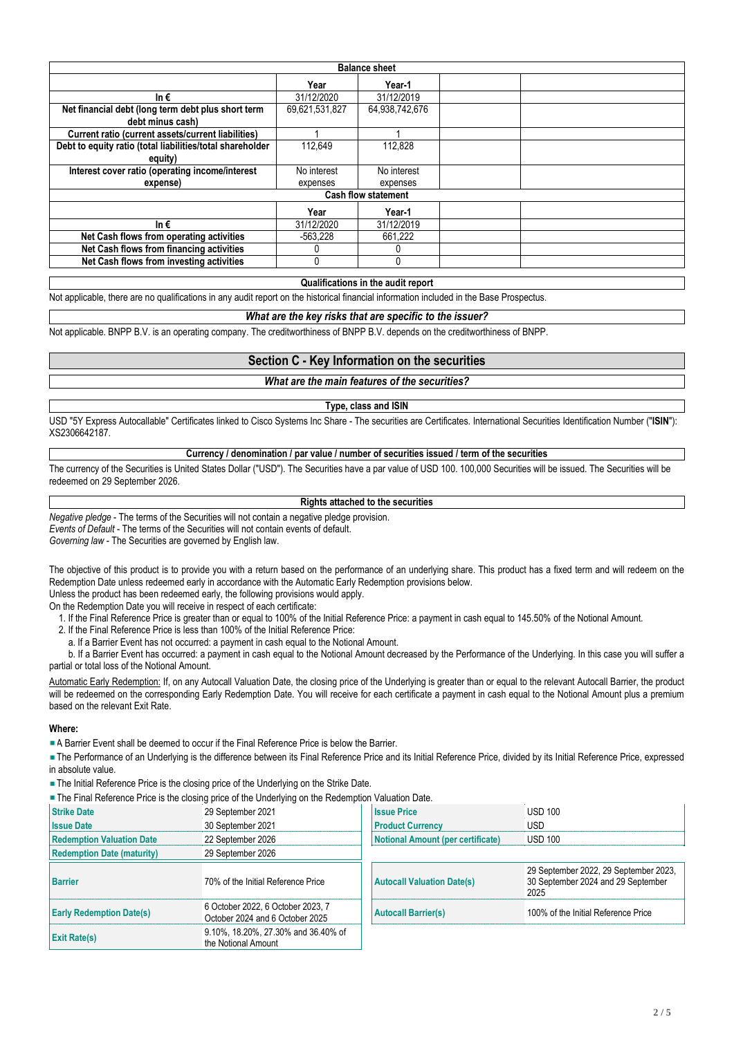| Balance sheet | | | | |
|---|---|---|---|---|
| | Year | Year-1 | | |
| In € | 31/12/2020 | 31/12/2019 | | |
| Net financial debt (long term debt plus short term debt minus cash) | 69,621,531,827 | 64,938,742,676 | | |
| Current ratio (current assets/current liabilities) | 1 | 1 | | |
| Debt to equity ratio (total liabilities/total shareholder equity) | 112,649 | 112,828 | | |
| Interest cover ratio (operating income/interest expense) | No interest expenses | No interest expenses | | |

| Cash flow statement | | | | |
|---|---|---|---|---|
| | Year | Year-1 | | |
| In € | 31/12/2020 | 31/12/2019 | | |
| Net Cash flows from operating activities | -563,228 | 661,222 | | |
| Net Cash flows from financing activities | 0 | 0 | | |
| Net Cash flows from investing activities | 0 | 0 | | |

**Qualifications in the audit report**

Not applicable, there are no qualifications in any audit report on the historical financial information included in the Base Prospectus.

***What are the key risks that are specific to the issuer?***

Not applicable. BNPP B.V. is an operating company. The creditworthiness of BNPP B.V. depends on the creditworthiness of BNPP.

## Section C - Key Information on the securities

***What are the main features of the securities?***

**Type, class and ISIN**

USD "5Y Express Autocallable" Certificates linked to Cisco Systems Inc Share - The securities are Certificates. International Securities Identification Number ("**ISIN**"): XS2306642187.

**Currency / denomination / par value / number of securities issued / term of the securities**

The currency of the Securities is United States Dollar ("USD"). The Securities have a par value of USD 100. 100,000 Securities will be issued. The Securities will be redeemed on 29 September 2026.

**Rights attached to the securities**

*Negative pledge* - The terms of the Securities will not contain a negative pledge provision.
*Events of Default* - The terms of the Securities will not contain events of default.
*Governing law* - The Securities are governed by English law.

The objective of this product is to provide you with a return based on the performance of an underlying share. This product has a fixed term and will redeem on the Redemption Date unless redeemed early in accordance with the Automatic Early Redemption provisions below.
Unless the product has been redeemed early, the following provisions would apply.
On the Redemption Date you will receive in respect of each certificate:

1. If the Final Reference Price is greater than or equal to 100% of the Initial Reference Price: a payment in cash equal to 145.50% of the Notional Amount.
2. If the Final Reference Price is less than 100% of the Initial Reference Price:
   a. If a Barrier Event has not occurred: a payment in cash equal to the Notional Amount.
   b. If a Barrier Event has occurred: a payment in cash equal to the Notional Amount decreased by the Performance of the Underlying. In this case you will suffer a partial or total loss of the Notional Amount.

Automatic Early Redemption: If, on any Autocall Valuation Date, the closing price of the Underlying is greater than or equal to the relevant Autocall Barrier, the product will be redeemed on the corresponding Early Redemption Date. You will receive for each certificate a payment in cash equal to the Notional Amount plus a premium based on the relevant Exit Rate.

**Where:**

- A Barrier Event shall be deemed to occur if the Final Reference Price is below the Barrier.
- The Performance of an Underlying is the difference between its Final Reference Price and its Initial Reference Price, divided by its Initial Reference Price, expressed in absolute value.
- The Initial Reference Price is the closing price of the Underlying on the Strike Date.
- The Final Reference Price is the closing price of the Underlying on the Redemption Valuation Date.

| | | | |
|---|---|---|---|
| **Strike Date** | 29 September 2021 | **Issue Price** | USD 100 |
| **Issue Date** | 30 September 2021 | **Product Currency** | USD |
| **Redemption Valuation Date** | 22 September 2026 | **Notional Amount (per certificate)** | USD 100 |
| **Redemption Date (maturity)** | 29 September 2026 | | |
| **Barrier** | 70% of the Initial Reference Price | **Autocall Valuation Date(s)** | 29 September 2022, 29 September 2023, 30 September 2024 and 29 September 2025 |
| **Early Redemption Date(s)** | 6 October 2022, 6 October 2023, 7 October 2024 and 6 October 2025 | **Autocall Barrier(s)** | 100% of the Initial Reference Price |
| **Exit Rate(s)** | 9.10%, 18.20%, 27.30% and 36.40% of the Notional Amount | | |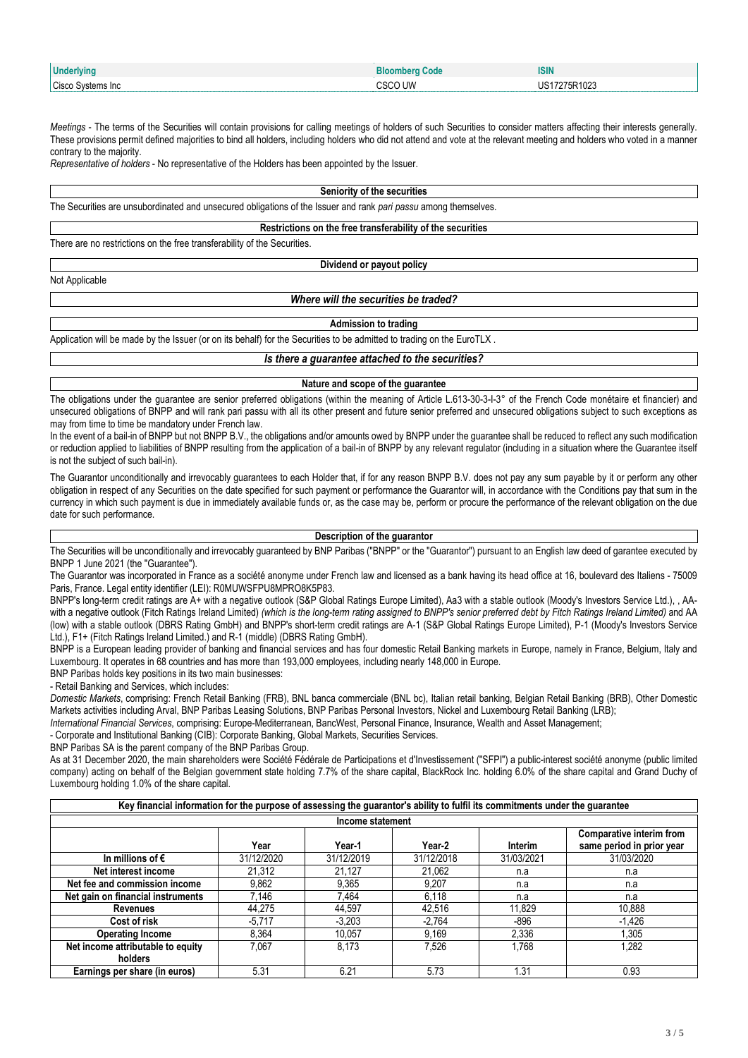| Underlying | Bloomberg Code | ISIN |
| --- | --- | --- |
| Cisco Systems Inc | CSCO UW | US17275R1023 |

*Meetings* - The terms of the Securities will contain provisions for calling meetings of holders of such Securities to consider matters affecting their interests generally. These provisions permit defined majorities to bind all holders, including holders who did not attend and vote at the relevant meeting and holders who voted in a manner contrary to the majority.

*Representative of holders* - No representative of the Holders has been appointed by the Issuer.

**Seniority of the securities**

The Securities are unsubordinated and unsecured obligations of the Issuer and rank *pari passu* among themselves.

**Restrictions on the free transferability of the securities**

There are no restrictions on the free transferability of the Securities.

**Dividend or payout policy**

Not Applicable

***Where will the securities be traded?***

**Admission to trading**

Application will be made by the Issuer (or on its behalf) for the Securities to be admitted to trading on the EuroTLX .

***Is there a guarantee attached to the securities?***

**Nature and scope of the guarantee**

The obligations under the guarantee are senior preferred obligations (within the meaning of Article L.613-30-3-I-3° of the French Code monétaire et financier) and unsecured obligations of BNPP and will rank pari passu with all its other present and future senior preferred and unsecured obligations subject to such exceptions as may from time to time be mandatory under French law.

In the event of a bail-in of BNPP but not BNPP B.V., the obligations and/or amounts owed by BNPP under the guarantee shall be reduced to reflect any such modification or reduction applied to liabilities of BNPP resulting from the application of a bail-in of BNPP by any relevant regulator (including in a situation where the Guarantee itself is not the subject of such bail-in).

The Guarantor unconditionally and irrevocably guarantees to each Holder that, if for any reason BNPP B.V. does not pay any sum payable by it or perform any other obligation in respect of any Securities on the date specified for such payment or performance the Guarantor will, in accordance with the Conditions pay that sum in the currency in which such payment is due in immediately available funds or, as the case may be, perform or procure the performance of the relevant obligation on the due date for such performance.

**Description of the guarantor**

The Securities will be unconditionally and irrevocably guaranteed by BNP Paribas ("BNPP" or the "Guarantor") pursuant to an English law deed of garantee executed by BNPP 1 June 2021 (the "Guarantee").

The Guarantor was incorporated in France as a société anonyme under French law and licensed as a bank having its head office at 16, boulevard des Italiens - 75009 Paris, France. Legal entity identifier (LEI): R0MUWSFPU8MPRO8K5P83.

BNPP's long-term credit ratings are A+ with a negative outlook (S&P Global Ratings Europe Limited), Aa3 with a stable outlook (Moody's Investors Service Ltd.), , AA- with a negative outlook (Fitch Ratings Ireland Limited) *(which is the long-term rating assigned to BNPP's senior preferred debt by Fitch Ratings Ireland Limited)* and AA (low) with a stable outlook (DBRS Rating GmbH) and BNPP's short-term credit ratings are A-1 (S&P Global Ratings Europe Limited), P-1 (Moody's Investors Service Ltd.), F1+ (Fitch Ratings Ireland Limited.) and R-1 (middle) (DBRS Rating GmbH).

BNPP is a European leading provider of banking and financial services and has four domestic Retail Banking markets in Europe, namely in France, Belgium, Italy and Luxembourg. It operates in 68 countries and has more than 193,000 employees, including nearly 148,000 in Europe.

BNP Paribas holds key positions in its two main businesses:

- Retail Banking and Services, which includes:

*Domestic Markets*, comprising: French Retail Banking (FRB), BNL banca commerciale (BNL bc), Italian retail banking, Belgian Retail Banking (BRB), Other Domestic Markets activities including Arval, BNP Paribas Leasing Solutions, BNP Paribas Personal Investors, Nickel and Luxembourg Retail Banking (LRB);

*International Financial Services*, comprising: Europe-Mediterranean, BancWest, Personal Finance, Insurance, Wealth and Asset Management;

- Corporate and Institutional Banking (CIB): Corporate Banking, Global Markets, Securities Services.

BNP Paribas SA is the parent company of the BNP Paribas Group.

As at 31 December 2020, the main shareholders were Société Fédérale de Participations et d'Investissement ("SFPI") a public-interest société anonyme (public limited company) acting on behalf of the Belgian government state holding 7.7% of the share capital, BlackRock Inc. holding 6.0% of the share capital and Grand Duchy of Luxembourg holding 1.0% of the share capital.

**Key financial information for the purpose of assessing the guarantor's ability to fulfil its commitments under the guarantee**

**Income statement**

| | Year | Year-1 | Year-2 | Interim | Comparative interim from same period in prior year |
| --- | --- | --- | --- | --- | --- |
| **In millions of €** | 31/12/2020 | 31/12/2019 | 31/12/2018 | 31/03/2021 | 31/03/2020 |
| **Net interest income** | 21,312 | 21,127 | 21,062 | n.a | n.a |
| **Net fee and commission income** | 9,862 | 9,365 | 9,207 | n.a | n.a |
| **Net gain on financial instruments** | 7,146 | 7,464 | 6,118 | n.a | n.a |
| **Revenues** | 44,275 | 44,597 | 42,516 | 11,829 | 10,888 |
| **Cost of risk** | -5,717 | -3,203 | -2,764 | -896 | -1,426 |
| **Operating Income** | 8,364 | 10,057 | 9,169 | 2,336 | 1,305 |
| **Net income attributable to equity holders** | 7,067 | 8,173 | 7,526 | 1,768 | 1,282 |
| **Earnings per share (in euros)** | 5.31 | 6.21 | 5.73 | 1.31 | 0.93 |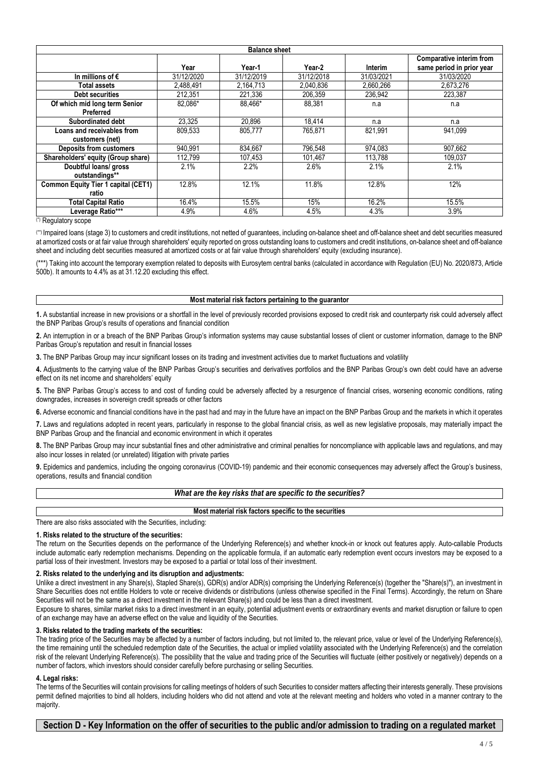| Balance sheet | | | | | |
|---|---|---|---|---|---|
| | Year | Year-1 | Year-2 | Interim | Comparative interim from same period in prior year |
| In millions of € | 31/12/2020 | 31/12/2019 | 31/12/2018 | 31/03/2021 | 31/03/2020 |
| Total assets | 2,488,491 | 2,164,713 | 2,040,836 | 2,660,266 | 2,673,276 |
| Debt securities | 212,351 | 221,336 | 206,359 | 236,942 | 223,387 |
| Of which mid long term Senior Preferred | 82,086* | 88,466* | 88,381 | n.a | n.a |
| Subordinated debt | 23,325 | 20,896 | 18,414 | n.a | n.a |
| Loans and receivables from customers (net) | 809,533 | 805,777 | 765,871 | 821,991 | 941,099 |
| Deposits from customers | 940,991 | 834,667 | 796,548 | 974,083 | 907,662 |
| Shareholders' equity (Group share) | 112,799 | 107,453 | 101,467 | 113,788 | 109,037 |
| Doubtful loans/ gross outstandings** | 2.1% | 2.2% | 2.6% | 2.1% | 2.1% |
| Common Equity Tier 1 capital (CET1) ratio | 12.8% | 12.1% | 11.8% | 12.8% | 12% |
| Total Capital Ratio | 16.4% | 15.5% | 15% | 16.2% | 15.5% |
| Leverage Ratio*** | 4.9% | 4.6% | 4.5% | 4.3% | 3.9% |

(*) Regulatory scope

(**) Impaired loans (stage 3) to customers and credit institutions, not netted of guarantees, including on-balance sheet and off-balance sheet and debt securities measured at amortized costs or at fair value through shareholders' equity reported on gross outstanding loans to customers and credit institutions, on-balance sheet and off-balance sheet and including debt securities measured at amortized costs or at fair value through shareholders' equity (excluding insurance).

(***) Taking into account the temporary exemption related to deposits with Eurosytem central banks (calculated in accordance with Regulation (EU) No. 2020/873, Article 500b). It amounts to 4.4% as at 31.12.20 excluding this effect.

**Most material risk factors pertaining to the guarantor**

**1.** A substantial increase in new provisions or a shortfall in the level of previously recorded provisions exposed to credit risk and counterparty risk could adversely affect the BNP Paribas Group's results of operations and financial condition

**2.** An interruption in or a breach of the BNP Paribas Group's information systems may cause substantial losses of client or customer information, damage to the BNP Paribas Group's reputation and result in financial losses

**3.** The BNP Paribas Group may incur significant losses on its trading and investment activities due to market fluctuations and volatility

**4.** Adjustments to the carrying value of the BNP Paribas Group's securities and derivatives portfolios and the BNP Paribas Group's own debt could have an adverse effect on its net income and shareholders' equity

**5.** The BNP Paribas Group's access to and cost of funding could be adversely affected by a resurgence of financial crises, worsening economic conditions, rating downgrades, increases in sovereign credit spreads or other factors

**6.** Adverse economic and financial conditions have in the past had and may in the future have an impact on the BNP Paribas Group and the markets in which it operates

**7.** Laws and regulations adopted in recent years, particularly in response to the global financial crisis, as well as new legislative proposals, may materially impact the BNP Paribas Group and the financial and economic environment in which it operates

**8.** The BNP Paribas Group may incur substantial fines and other administrative and criminal penalties for noncompliance with applicable laws and regulations, and may also incur losses in related (or unrelated) litigation with private parties

**9.** Epidemics and pandemics, including the ongoing coronavirus (COVID-19) pandemic and their economic consequences may adversely affect the Group's business, operations, results and financial condition

***What are the key risks that are specific to the securities?***

**Most material risk factors specific to the securities**

There are also risks associated with the Securities, including:

**1. Risks related to the structure of the securities:**

The return on the Securities depends on the performance of the Underlying Reference(s) and whether knock-in or knock out features apply. Auto-callable Products include automatic early redemption mechanisms. Depending on the applicable formula, if an automatic early redemption event occurs investors may be exposed to a partial loss of their investment. Investors may be exposed to a partial or total loss of their investment.

**2. Risks related to the underlying and its disruption and adjustments:**

Unlike a direct investment in any Share(s), Stapled Share(s), GDR(s) and/or ADR(s) comprising the Underlying Reference(s) (together the "Share(s)"), an investment in Share Securities does not entitle Holders to vote or receive dividends or distributions (unless otherwise specified in the Final Terms). Accordingly, the return on Share Securities will not be the same as a direct investment in the relevant Share(s) and could be less than a direct investment.

Exposure to shares, similar market risks to a direct investment in an equity, potential adjustment events or extraordinary events and market disruption or failure to open of an exchange may have an adverse effect on the value and liquidity of the Securities.

**3. Risks related to the trading markets of the securities:**

The trading price of the Securities may be affected by a number of factors including, but not limited to, the relevant price, value or level of the Underlying Reference(s), the time remaining until the scheduled redemption date of the Securities, the actual or implied volatility associated with the Underlying Reference(s) and the correlation risk of the relevant Underlying Reference(s). The possibility that the value and trading price of the Securities will fluctuate (either positively or negatively) depends on a number of factors, which investors should consider carefully before purchasing or selling Securities.

**4. Legal risks:**

The terms of the Securities will contain provisions for calling meetings of holders of such Securities to consider matters affecting their interests generally. These provisions permit defined majorities to bind all holders, including holders who did not attend and vote at the relevant meeting and holders who voted in a manner contrary to the majority.

## Section D - Key Information on the offer of securities to the public and/or admission to trading on a regulated market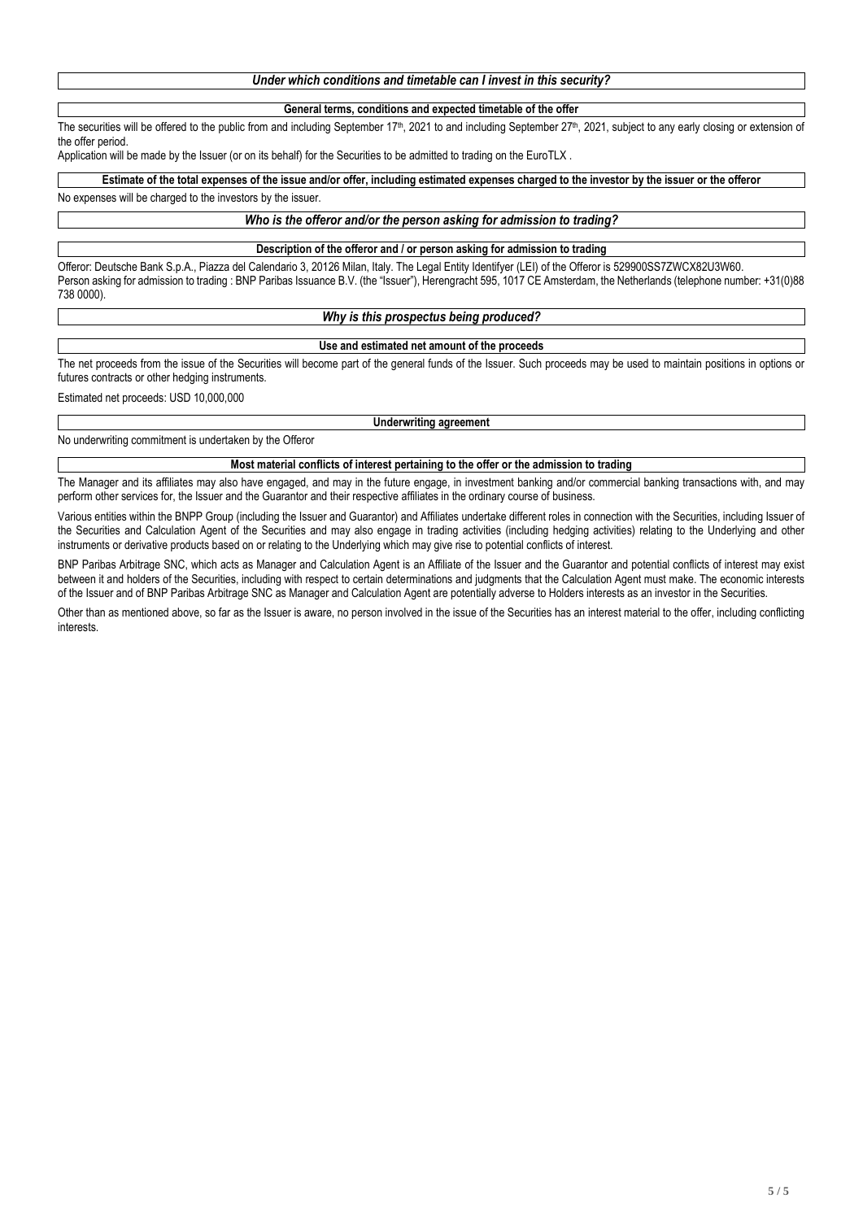### *Under which conditions and timetable can I invest in this security?*

**General terms, conditions and expected timetable of the offer**

The securities will be offered to the public from and including September 17th, 2021 to and including September 27th, 2021, subject to any early closing or extension of the offer period.

Application will be made by the Issuer (or on its behalf) for the Securities to be admitted to trading on the EuroTLX .

**Estimate of the total expenses of the issue and/or offer, including estimated expenses charged to the investor by the issuer or the offeror**

No expenses will be charged to the investors by the issuer.

### *Who is the offeror and/or the person asking for admission to trading?*

**Description of the offeror and / or person asking for admission to trading**

Offeror: Deutsche Bank S.p.A., Piazza del Calendario 3, 20126 Milan, Italy. The Legal Entity Identifyer (LEI) of the Offeror is 529900SS7ZWCX82U3W60.

Person asking for admission to trading : BNP Paribas Issuance B.V. (the "Issuer"), Herengracht 595, 1017 CE Amsterdam, the Netherlands (telephone number: +31(0)88 738 0000).

### *Why is this prospectus being produced?*

**Use and estimated net amount of the proceeds**

The net proceeds from the issue of the Securities will become part of the general funds of the Issuer. Such proceeds may be used to maintain positions in options or futures contracts or other hedging instruments.

Estimated net proceeds: USD 10,000,000

**Underwriting agreement**

No underwriting commitment is undertaken by the Offeror

**Most material conflicts of interest pertaining to the offer or the admission to trading**

The Manager and its affiliates may also have engaged, and may in the future engage, in investment banking and/or commercial banking transactions with, and may perform other services for, the Issuer and the Guarantor and their respective affiliates in the ordinary course of business.

Various entities within the BNPP Group (including the Issuer and Guarantor) and Affiliates undertake different roles in connection with the Securities, including Issuer of the Securities and Calculation Agent of the Securities and may also engage in trading activities (including hedging activities) relating to the Underlying and other instruments or derivative products based on or relating to the Underlying which may give rise to potential conflicts of interest.

BNP Paribas Arbitrage SNC, which acts as Manager and Calculation Agent is an Affiliate of the Issuer and the Guarantor and potential conflicts of interest may exist between it and holders of the Securities, including with respect to certain determinations and judgments that the Calculation Agent must make. The economic interests of the Issuer and of BNP Paribas Arbitrage SNC as Manager and Calculation Agent are potentially adverse to Holders interests as an investor in the Securities.

Other than as mentioned above, so far as the Issuer is aware, no person involved in the issue of the Securities has an interest material to the offer, including conflicting interests.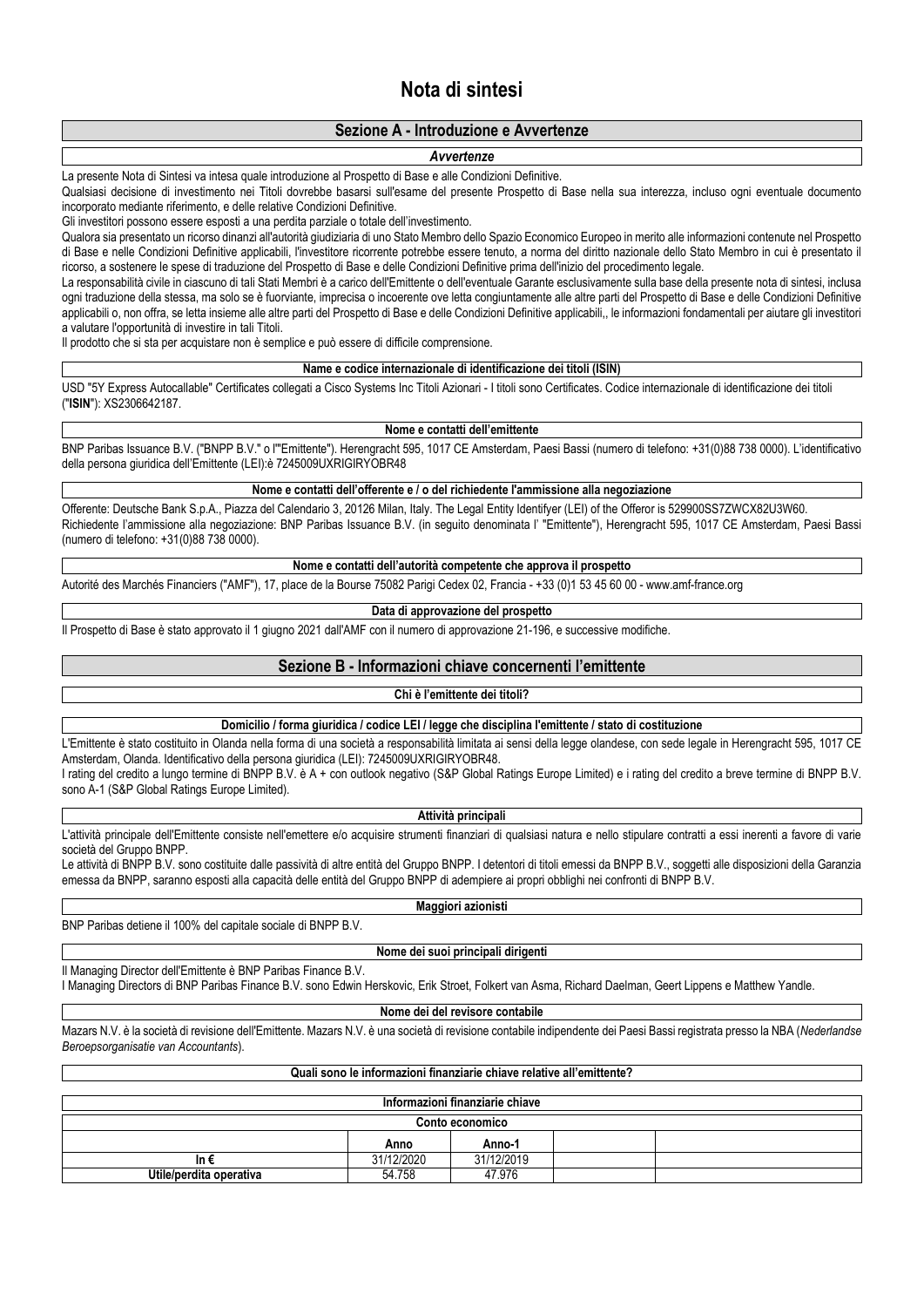# Nota di sintesi

## Sezione A - Introduzione e Avvertenze

*Avvertenze*

La presente Nota di Sintesi va intesa quale introduzione al Prospetto di Base e alle Condizioni Definitive.

Qualsiasi decisione di investimento nei Titoli dovrebbe basarsi sull'esame del presente Prospetto di Base nella sua interezza, incluso ogni eventuale documento incorporato mediante riferimento, e delle relative Condizioni Definitive.

Gli investitori possono essere esposti a una perdita parziale o totale dell'investimento.

Qualora sia presentato un ricorso dinanzi all'autorità giudiziaria di uno Stato Membro dello Spazio Economico Europeo in merito alle informazioni contenute nel Prospetto di Base e nelle Condizioni Definitive applicabili, l'investitore ricorrente potrebbe essere tenuto, a norma del diritto nazionale dello Stato Membro in cui è presentato il ricorso, a sostenere le spese di traduzione del Prospetto di Base e delle Condizioni Definitive prima dell'inizio del procedimento legale.

La responsabilità civile in ciascuno di tali Stati Membri è a carico dell'Emittente o dell'eventuale Garante esclusivamente sulla base della presente nota di sintesi, inclusa ogni traduzione della stessa, ma solo se è fuorviante, imprecisa o incoerente ove letta congiuntamente alle altre parti del Prospetto di Base e delle Condizioni Definitive applicabili o, non offra, se letta insieme alle altre parti del Prospetto di Base e delle Condizioni Definitive applicabili,, le informazioni fondamentali per aiutare gli investitori a valutare l'opportunità di investire in tali Titoli.

Il prodotto che si sta per acquistare non è semplice e può essere di difficile comprensione.

**Name e codice internazionale di identificazione dei titoli (ISIN)**

USD "5Y Express Autocallable" Certificates collegati a Cisco Systems Inc Titoli Azionari - I titoli sono Certificates. Codice internazionale di identificazione dei titoli ("**ISIN**"): XS2306642187.

**Nome e contatti dell'emittente**

BNP Paribas Issuance B.V. ("BNPP B.V." o l'"Emittente"). Herengracht 595, 1017 CE Amsterdam, Paesi Bassi (numero di telefono: +31(0)88 738 0000). L'identificativo della persona giuridica dell'Emittente (LEI):è 7245009UXRIGIRYOBR48

**Nome e contatti dell'offerente e / o del richiedente l'ammissione alla negoziazione**

Offerente: Deutsche Bank S.p.A., Piazza del Calendario 3, 20126 Milan, Italy. The Legal Entity Identifyer (LEI) of the Offeror is 529900SS7ZWCX82U3W60.

Richiedente l'ammissione alla negoziazione: BNP Paribas Issuance B.V. (in seguito denominata l' "Emittente"), Herengracht 595, 1017 CE Amsterdam, Paesi Bassi (numero di telefono: +31(0)88 738 0000).

**Nome e contatti dell'autorità competente che approva il prospetto**

Autorité des Marchés Financiers ("AMF"), 17, place de la Bourse 75082 Parigi Cedex 02, Francia - +33 (0)1 53 45 60 00 - www.amf-france.org

**Data di approvazione del prospetto**

Il Prospetto di Base è stato approvato il 1 giugno 2021 dall'AMF con il numero di approvazione 21-196, e successive modifiche.

## Sezione B - Informazioni chiave concernenti l'emittente

**Chi è l'emittente dei titoli?**

**Domicilio / forma giuridica / codice LEI / legge che disciplina l'emittente / stato di costituzione**

L'Emittente è stato costituito in Olanda nella forma di una società a responsabilità limitata ai sensi della legge olandese, con sede legale in Herengracht 595, 1017 CE Amsterdam, Olanda. Identificativo della persona giuridica (LEI): 7245009UXRIGIRYOBR48.

I rating del credito a lungo termine di BNPP B.V. è A + con outlook negativo (S&P Global Ratings Europe Limited) e i rating del credito a breve termine di BNPP B.V. sono A-1 (S&P Global Ratings Europe Limited).

**Attività principali**

L'attività principale dell'Emittente consiste nell'emettere e/o acquisire strumenti finanziari di qualsiasi natura e nello stipulare contratti a essi inerenti a favore di varie società del Gruppo BNPP.

Le attività di BNPP B.V. sono costituite dalle passività di altre entità del Gruppo BNPP. I detentori di titoli emessi da BNPP B.V., soggetti alle disposizioni della Garanzia emessa da BNPP, saranno esposti alla capacità delle entità del Gruppo BNPP di adempiere ai propri obblighi nei confronti di BNPP B.V.

**Maggiori azionisti**

BNP Paribas detiene il 100% del capitale sociale di BNPP B.V.

**Nome dei suoi principali dirigenti**

Il Managing Director dell'Emittente è BNP Paribas Finance B.V.

I Managing Directors di BNP Paribas Finance B.V. sono Edwin Herskovic, Erik Stroet, Folkert van Asma, Richard Daelman, Geert Lippens e Matthew Yandle.

**Nome dei del revisore contabile**

Mazars N.V. è la società di revisione dell'Emittente. Mazars N.V. è una società di revisione contabile indipendente dei Paesi Bassi registrata presso la NBA (*Nederlandse Beroepsorganisatie van Accountants*).

**Quali sono le informazioni finanziarie chiave relative all'emittente?**

**Informazioni finanziarie chiave**

**Conto economico**

| | Anno | Anno-1 | | |
|---|---|---|---|---|
| **In €** | 31/12/2020 | 31/12/2019 | | |
| **Utile/perdita operativa** | 54.758 | 47.976 | | |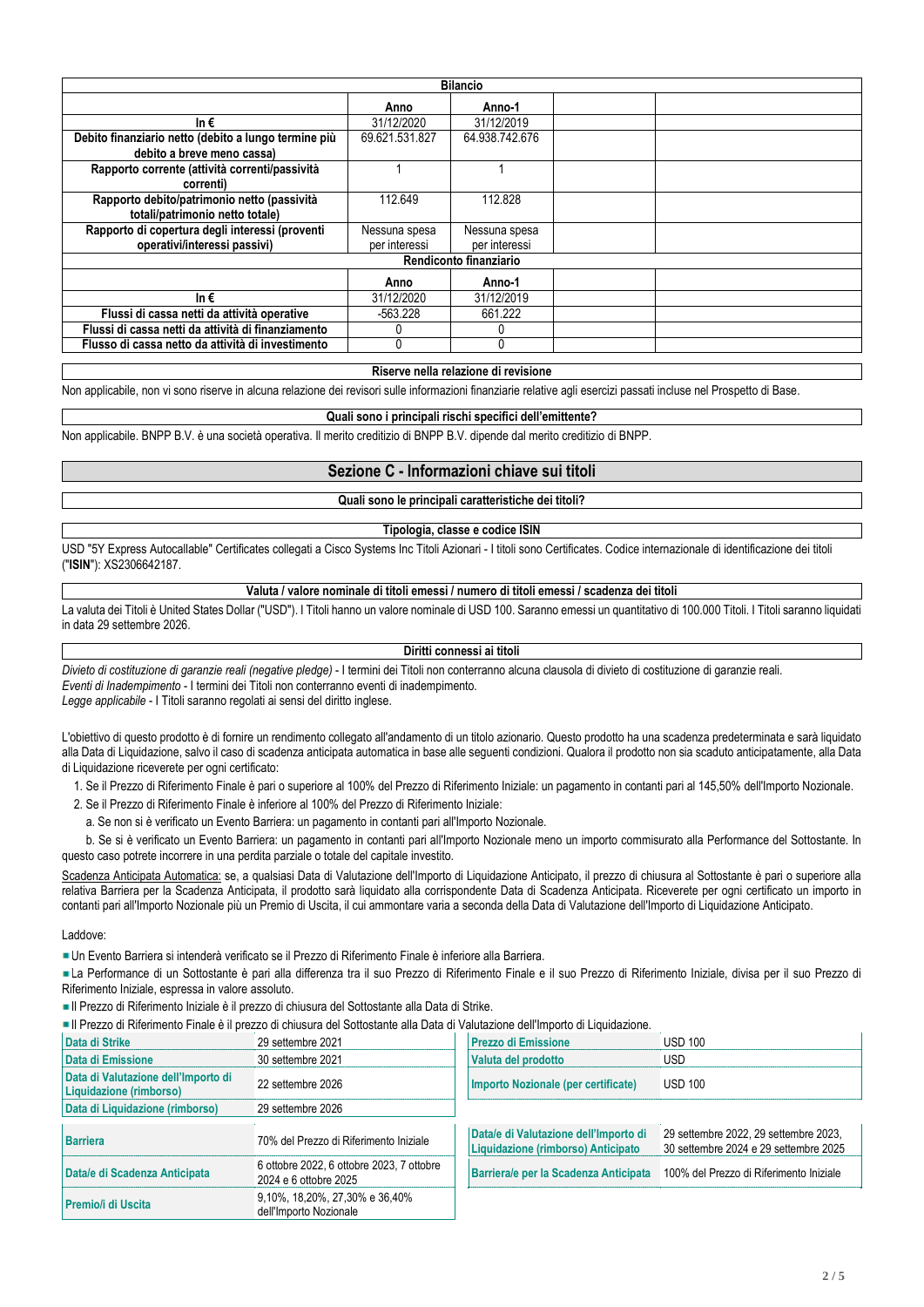| Bilancio | | | | |
|---|---|---|---|---|
| | Anno | Anno-1 | | |
| In € | 31/12/2020 | 31/12/2019 | | |
| Debito finanziario netto (debito a lungo termine più debito a breve meno cassa) | 69.621.531.827 | 64.938.742.676 | | |
| Rapporto corrente (attività correnti/passività correnti) | 1 | 1 | | |
| Rapporto debito/patrimonio netto (passività totali/patrimonio netto totale) | 112.649 | 112.828 | | |
| Rapporto di copertura degli interessi (proventi operativi/interessi passivi) | Nessuna spesa per interessi | Nessuna spesa per interessi | | |
| **Rendiconto finanziario** | | | | |
| | Anno | Anno-1 | | |
| In € | 31/12/2020 | 31/12/2019 | | |
| Flussi di cassa netti da attività operative | -563.228 | 661.222 | | |
| Flussi di cassa netti da attività di finanziamento | 0 | 0 | | |
| Flusso di cassa netto da attività di investimento | 0 | 0 | | |

**Riserve nella relazione di revisione**

Non applicabile, non vi sono riserve in alcuna relazione dei revisori sulle informazioni finanziarie relative agli esercizi passati incluse nel Prospetto di Base.

**Quali sono i principali rischi specifici dell'emittente?**

Non applicabile. BNPP B.V. è una società operativa. Il merito creditizio di BNPP B.V. dipende dal merito creditizio di BNPP.

## Sezione C - Informazioni chiave sui titoli

**Quali sono le principali caratteristiche dei titoli?**

**Tipologia, classe e codice ISIN**

USD "5Y Express Autocallable" Certificates collegati a Cisco Systems Inc Titoli Azionari - I titoli sono Certificates. Codice internazionale di identificazione dei titoli ("**ISIN**"): XS2306642187.

**Valuta / valore nominale di titoli emessi / numero di titoli emessi / scadenza dei titoli**

La valuta dei Titoli è United States Dollar ("USD"). I Titoli hanno un valore nominale di USD 100. Saranno emessi un quantitativo di 100.000 Titoli. I Titoli saranno liquidati in data 29 settembre 2026.

**Diritti connessi ai titoli**

*Divieto di costituzione di garanzie reali (negative pledge)* - I termini dei Titoli non conterranno alcuna clausola di divieto di costituzione di garanzie reali.
*Eventi di Inadempimento* - I termini dei Titoli non conterranno eventi di inadempimento.
*Legge applicabile* - I Titoli saranno regolati ai sensi del diritto inglese.

L'obiettivo di questo prodotto è di fornire un rendimento collegato all'andamento di un titolo azionario. Questo prodotto ha una scadenza predeterminata e sarà liquidato alla Data di Liquidazione, salvo il caso di scadenza anticipata automatica in base alle seguenti condizioni. Qualora il prodotto non sia scaduto anticipatamente, alla Data di Liquidazione riceverete per ogni certificato:

1. Se il Prezzo di Riferimento Finale è pari o superiore al 100% del Prezzo di Riferimento Iniziale: un pagamento in contanti pari al 145,50% dell'Importo Nozionale.
2. Se il Prezzo di Riferimento Finale è inferiore al 100% del Prezzo di Riferimento Iniziale:
   a. Se non si è verificato un Evento Barriera: un pagamento in contanti pari all'Importo Nozionale.
   b. Se si è verificato un Evento Barriera: un pagamento in contanti pari all'Importo Nozionale meno un importo commisurato alla Performance del Sottostante. In questo caso potrete incorrere in una perdita parziale o totale del capitale investito.

Scadenza Anticipata Automatica: se, a qualsiasi Data di Valutazione dell'Importo di Liquidazione Anticipato, il prezzo di chiusura al Sottostante è pari o superiore alla relativa Barriera per la Scadenza Anticipata, il prodotto sarà liquidato alla corrispondente Data di Scadenza Anticipata. Riceverete per ogni certificato un importo in contanti pari all'Importo Nozionale più un Premio di Uscita, il cui ammontare varia a seconda della Data di Valutazione dell'Importo di Liquidazione Anticipato.

Laddove:

- Un Evento Barriera si intenderà verificato se il Prezzo di Riferimento Finale è inferiore alla Barriera.
- La Performance di un Sottostante è pari alla differenza tra il suo Prezzo di Riferimento Finale e il suo Prezzo di Riferimento Iniziale, divisa per il suo Prezzo di Riferimento Iniziale, espressa in valore assoluto.
- Il Prezzo di Riferimento Iniziale è il prezzo di chiusura del Sottostante alla Data di Strike.
- Il Prezzo di Riferimento Finale è il prezzo di chiusura del Sottostante alla Data di Valutazione dell'Importo di Liquidazione.

| | | | |
|---|---|---|---|
| Data di Strike | 29 settembre 2021 | Prezzo di Emissione | USD 100 |
| Data di Emissione | 30 settembre 2021 | Valuta del prodotto | USD |
| Data di Valutazione dell'Importo di Liquidazione (rimborso) | 22 settembre 2026 | Importo Nozionale (per certificate) | USD 100 |
| Data di Liquidazione (rimborso) | 29 settembre 2026 | | |
| Barriera | 70% del Prezzo di Riferimento Iniziale | Data/e di Valutazione dell'Importo di Liquidazione (rimborso) Anticipato | 29 settembre 2022, 29 settembre 2023, 30 settembre 2024 e 29 settembre 2025 |
| Data/e di Scadenza Anticipata | 6 ottobre 2022, 6 ottobre 2023, 7 ottobre 2024 e 6 ottobre 2025 | Barriera/e per la Scadenza Anticipata | 100% del Prezzo di Riferimento Iniziale |
| Premio/i di Uscita | 9,10%, 18,20%, 27,30% e 36,40% dell'Importo Nozionale | | |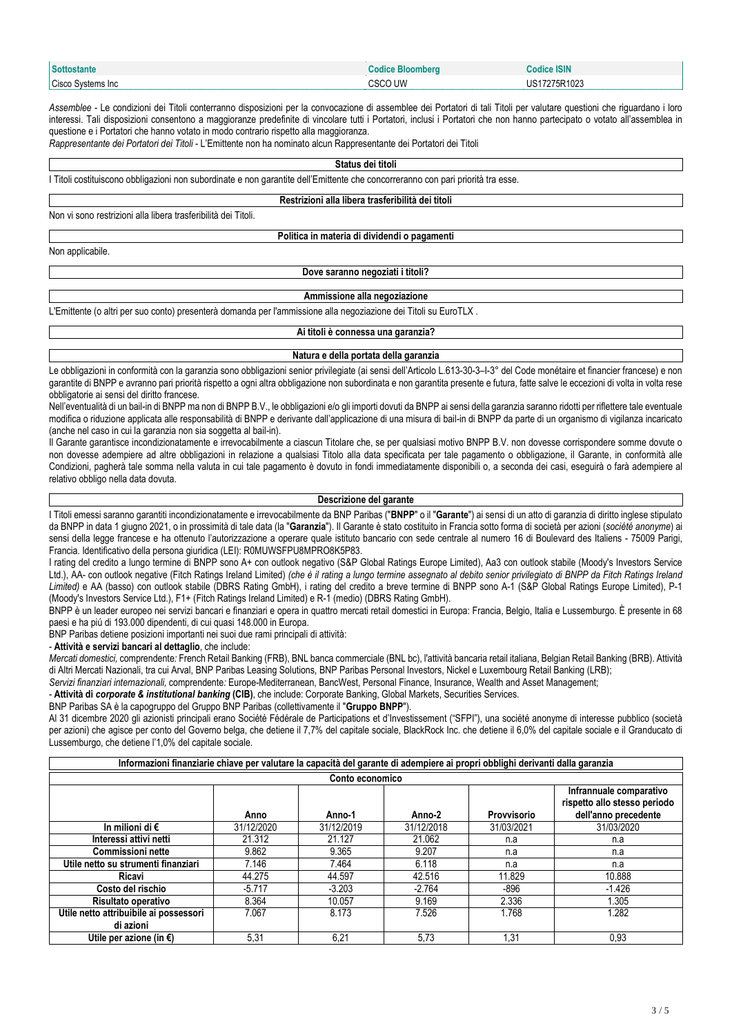| Sottostante | Codice Bloomberg | Codice ISIN |
|---|---|---|
| Cisco Systems Inc | CSCO UW | US17275R1023 |

*Assemblee* - Le condizioni dei Titoli conterranno disposizioni per la convocazione di assemblee dei Portatori di tali Titoli per valutare questioni che riguardano i loro interessi. Tali disposizioni consentono a maggioranze predefinite di vincolare tutti i Portatori, inclusi i Portatori che non hanno partecipato o votato all'assemblea in questione e i Portatori che hanno votato in modo contrario rispetto alla maggioranza.

*Rappresentante dei Portatori dei Titoli* - L'Emittente non ha nominato alcun Rappresentante dei Portatori dei Titoli

**Status dei titoli**

I Titoli costituiscono obbligazioni non subordinate e non garantite dell'Emittente che concorreranno con pari priorità tra esse.

**Restrizioni alla libera trasferibilità dei titoli**

Non vi sono restrizioni alla libera trasferibilità dei Titoli.

**Politica in materia di dividendi o pagamenti**

Non applicabile.

**Dove saranno negoziati i titoli?**

**Ammissione alla negoziazione**

L'Emittente (o altri per suo conto) presenterà domanda per l'ammissione alla negoziazione dei Titoli su EuroTLX .

**Ai titoli è connessa una garanzia?**

**Natura e della portata della garanzia**

Le obbligazioni in conformità con la garanzia sono obbligazioni senior privilegiate (ai sensi dell'Articolo L.613-30-3–I-3° del Code monétaire et financier francese) e non garantite di BNPP e avranno pari priorità rispetto a ogni altra obbligazione non subordinata e non garantita presente e futura, fatte salve le eccezioni di volta in volta rese obbligatorie ai sensi del diritto francese.

Nell'eventualità di un bail-in di BNPP ma non di BNPP B.V., le obbligazioni e/o gli importi dovuti da BNPP ai sensi della garanzia saranno ridotti per riflettere tale eventuale modifica o riduzione applicata alle responsabilità di BNPP e derivante dall'applicazione di una misura di bail-in di BNPP da parte di un organismo di vigilanza incaricato (anche nel caso in cui la garanzia non sia soggetta al bail-in).

Il Garante garantisce incondizionatamente e irrevocabilmente a ciascun Titolare che, se per qualsiasi motivo BNPP B.V. non dovesse corrispondere somme dovute o non dovesse adempiere ad altre obbligazioni in relazione a qualsiasi Titolo alla data specificata per tale pagamento o obbligazione, il Garante, in conformità alle Condizioni, pagherà tale somma nella valuta in cui tale pagamento è dovuto in fondi immediatamente disponibili o, a seconda dei casi, eseguirà o farà adempiere al relativo obbligo nella data dovuta.

**Descrizione del garante**

I Titoli emessi saranno garantiti incondizionatamente e irrevocabilmente da BNP Paribas ("**BNPP**" o il "**Garante**") ai sensi di un atto di garanzia di diritto inglese stipulato da BNPP in data 1 giugno 2021, o in prossimità di tale data (la "**Garanzia**"). Il Garante è stato costituito in Francia sotto forma di società per azioni (*société anonyme*) ai sensi della legge francese e ha ottenuto l'autorizzazione a operare quale istituto bancario con sede centrale al numero 16 di Boulevard des Italiens - 75009 Parigi, Francia. Identificativo della persona giuridica (LEI): R0MUWSFPU8MPRO8K5P83.

I rating del credito a lungo termine di BNPP sono A+ con outlook negativo (S&P Global Ratings Europe Limited), Aa3 con outlook stabile (Moody's Investors Service Ltd.), AA- con outlook negative (Fitch Ratings Ireland Limited) *(che è il rating a lungo termine assegnato al debito senior privilegiato di BNPP da Fitch Ratings Ireland Limited)* e AA (basso) con outlook stabile (DBRS Rating GmbH), i rating del credito a breve termine di BNPP sono A-1 (S&P Global Ratings Europe Limited), P-1 (Moody's Investors Service Ltd.), F1+ (Fitch Ratings Ireland Limited) e R-1 (medio) (DBRS Rating GmbH).

BNPP è un leader europeo nei servizi bancari e finanziari e opera in quattro mercati retail domestici in Europa: Francia, Belgio, Italia e Lussemburgo. È presente in 68 paesi e ha più di 193.000 dipendenti, di cui quasi 148.000 in Europa.

BNP Paribas detiene posizioni importanti nei suoi due rami principali di attività:

- **Attività e servizi bancari al dettaglio**, che include:

*Mercati domestici,* comprendente*:* French Retail Banking (FRB), BNL banca commerciale (BNL bc), l'attività bancaria retail italiana, Belgian Retail Banking (BRB). Attività di Altri Mercati Nazionali, tra cui Arval, BNP Paribas Leasing Solutions, BNP Paribas Personal Investors, Nickel e Luxembourg Retail Banking (LRB);

*Servizi finanziari internazionali,* comprendente*:* Europe-Mediterranean, BancWest, Personal Finance, Insurance, Wealth and Asset Management;

- **Attività di *corporate & institutional banking* (CIB)**, che include: Corporate Banking, Global Markets, Securities Services.

BNP Paribas SA è la capogruppo del Gruppo BNP Paribas (collettivamente il "**Gruppo BNPP**").

Al 31 dicembre 2020 gli azionisti principali erano Société Fédérale de Participations et d'Investissement ("SFPI"), una société anonyme di interesse pubblico (società per azioni) che agisce per conto del Governo belga, che detiene il 7,7% del capitale sociale, BlackRock Inc. che detiene il 6,0% del capitale sociale e il Granducato di Lussemburgo, che detiene l'1,0% del capitale sociale.

**Informazioni finanziarie chiave per valutare la capacità del garante di adempiere ai propri obblighi derivanti dalla garanzia**

**Conto economico**

| | Anno | Anno-1 | Anno-2 | Provvisorio | Infrannuale comparativo rispetto allo stesso periodo dell'anno precedente |
|---|---|---|---|---|---|
| **In milioni di €** | 31/12/2020 | 31/12/2019 | 31/12/2018 | 31/03/2021 | 31/03/2020 |
| **Interessi attivi netti** | 21.312 | 21.127 | 21.062 | n.a | n.a |
| **Commissioni nette** | 9.862 | 9.365 | 9.207 | n.a | n.a |
| **Utile netto su strumenti finanziari** | 7.146 | 7.464 | 6.118 | n.a | n.a |
| **Ricavi** | 44.275 | 44.597 | 42.516 | 11.829 | 10.888 |
| **Costo del rischio** | -5.717 | -3.203 | -2.764 | -896 | -1.426 |
| **Risultato operativo** | 8.364 | 10.057 | 9.169 | 2.336 | 1.305 |
| **Utile netto attribuibile ai possessori di azioni** | 7.067 | 8.173 | 7.526 | 1.768 | 1.282 |
| **Utile per azione (in €)** | 5,31 | 6,21 | 5,73 | 1,31 | 0,93 |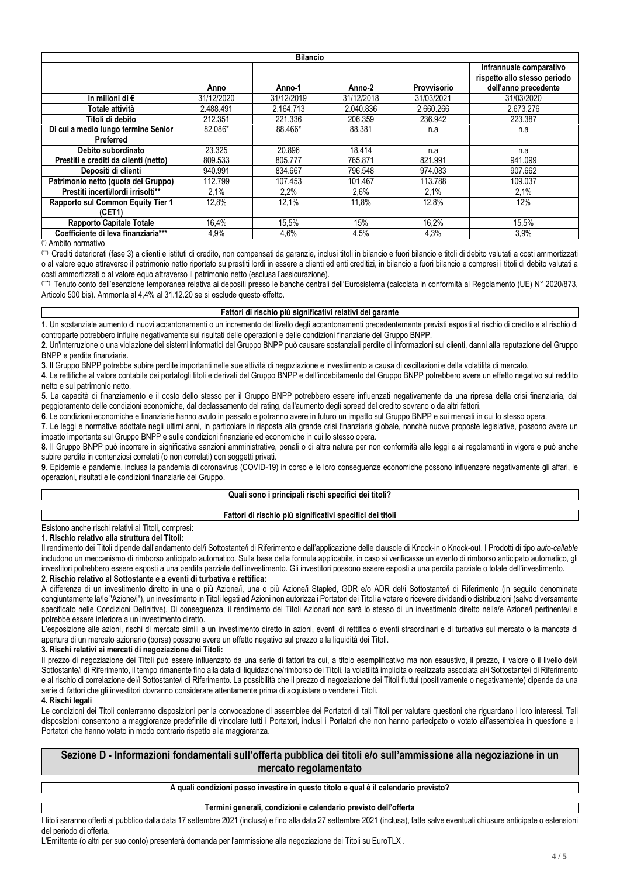| Bilancio | | | | | |
|---|---|---|---|---|---|
| | Anno | Anno-1 | Anno-2 | Provvisorio | Infrannuale comparativo rispetto allo stesso periodo dell'anno precedente |
| In milioni di € | 31/12/2020 | 31/12/2019 | 31/12/2018 | 31/03/2021 | 31/03/2020 |
| Totale attività | 2.488.491 | 2.164.713 | 2.040.836 | 2.660.266 | 2.673.276 |
| Titoli di debito | 212.351 | 221.336 | 206.359 | 236.942 | 223.387 |
| Di cui a medio lungo termine Senior Preferred | 82.086* | 88.466* | 88.381 | n.a | n.a |
| Debito subordinato | 23.325 | 20.896 | 18.414 | n.a | n.a |
| Prestiti e crediti da clienti (netto) | 809.533 | 805.777 | 765.871 | 821.991 | 941.099 |
| Depositi di clienti | 940.991 | 834.667 | 796.548 | 974.083 | 907.662 |
| Patrimonio netto (quota del Gruppo) | 112.799 | 107.453 | 101.467 | 113.788 | 109.037 |
| Prestiti incerti/lordi irrisolti** | 2,1% | 2,2% | 2,6% | 2,1% | 2,1% |
| Rapporto sul Common Equity Tier 1 (CET1) | 12,8% | 12,1% | 11,8% | 12,8% | 12% |
| Rapporto Capitale Totale | 16,4% | 15,5% | 15% | 16,2% | 15,5% |
| Coefficiente di leva finanziaria*** | 4,9% | 4,6% | 4,5% | 4,3% | 3,9% |

(*) Ambito normativo

(**) Crediti deteriorati (fase 3) a clienti e istituti di credito, non compensati da garanzie, inclusi titoli in bilancio e fuori bilancio e titoli di debito valutati a costi ammortizzati o al valore equo attraverso il patrimonio netto riportato su prestiti lordi in essere a clienti ed enti creditizi, in bilancio e fuori bilancio e compresi i titoli di debito valutati a costi ammortizzati o al valore equo attraverso il patrimonio netto (esclusa l'assicurazione).

(***) Tenuto conto dell'esenzione temporanea relativa ai depositi presso le banche centrali dell'Eurosistema (calcolata in conformità al Regolamento (UE) N° 2020/873, Articolo 500 bis). Ammonta al 4,4% al 31.12.20 se si esclude questo effetto.

**Fattori di rischio più significativi relativi del garante**

**1**. Un sostanziale aumento di nuovi accantonamenti o un incremento del livello degli accantonamenti precedentemente previsti esposti al rischio di credito e al rischio di controparte potrebbero influire negativamente sui risultati delle operazioni e delle condizioni finanziarie del Gruppo BNPP.

**2**. Un'interruzione o una violazione dei sistemi informatici del Gruppo BNPP può causare sostanziali perdite di informazioni sui clienti, danni alla reputazione del Gruppo BNPP e perdite finanziarie.

**3**. Il Gruppo BNPP potrebbe subire perdite importanti nelle sue attività di negoziazione e investimento a causa di oscillazioni e della volatilità di mercato.

**4**. Le rettifiche al valore contabile dei portafogli titoli e derivati del Gruppo BNPP e dell'indebitamento del Gruppo BNPP potrebbero avere un effetto negativo sul reddito netto e sul patrimonio netto.

**5**. La capacità di finanziamento e il costo dello stesso per il Gruppo BNPP potrebbero essere influenzati negativamente da una ripresa della crisi finanziaria, dal peggioramento delle condizioni economiche, dal declassamento del rating, dall'aumento degli spread del credito sovrano o da altri fattori.

**6**. Le condizioni economiche e finanziarie hanno avuto in passato e potranno avere in futuro un impatto sul Gruppo BNPP e sui mercati in cui lo stesso opera.

**7**. Le leggi e normative adottate negli ultimi anni, in particolare in risposta alla grande crisi finanziaria globale, nonché nuove proposte legislative, possono avere un impatto importante sul Gruppo BNPP e sulle condizioni finanziarie ed economiche in cui lo stesso opera.

**8**. Il Gruppo BNPP può incorrere in significative sanzioni amministrative, penali o di altra natura per non conformità alle leggi e ai regolamenti in vigore e può anche subire perdite in contenziosi correlati (o non correlati) con soggetti privati.

**9**. Epidemie e pandemie, inclusa la pandemia di coronavirus (COVID-19) in corso e le loro conseguenze economiche possono influenzare negativamente gli affari, le operazioni, risultati e le condizioni finanziarie del Gruppo.

**Quali sono i principali rischi specifici dei titoli?**

**Fattori di rischio più significativi specifici dei titoli**

Esistono anche rischi relativi ai Titoli, compresi:

**1. Rischio relativo alla struttura dei Titoli:**

Il rendimento dei Titoli dipende dall'andamento del/i Sottostante/i di Riferimento e dall'applicazione delle clausole di Knock-in o Knock-out. I Prodotti di tipo *auto-callable* includono un meccanismo di rimborso anticipato automatico. Sulla base della formula applicabile, in caso si verificasse un evento di rimborso anticipato automatico, gli investitori potrebbero essere esposti a una perdita parziale dell'investimento. Gli investitori possono essere esposti a una perdita parziale o totale dell'investimento.

**2. Rischio relativo al Sottostante e a eventi di turbativa e rettifica:**

A differenza di un investimento diretto in una o più Azione/i, una o più Azione/i Stapled, GDR e/o ADR del/i Sottostante/i di Riferimento (in seguito denominate congiuntamente la/le "Azione/i"), un investimento in Titoli legati ad Azioni non autorizza i Portatori dei Titoli a votare o ricevere dividendi o distribuzioni (salvo diversamente specificato nelle Condizioni Definitive). Di conseguenza, il rendimento dei Titoli Azionari non sarà lo stesso di un investimento diretto nella/e Azione/i pertinente/i e potrebbe essere inferiore a un investimento diretto.

L'esposizione alle azioni, rischi di mercato simili a un investimento diretto in azioni, eventi di rettifica o eventi straordinari e di turbativa sul mercato o la mancata di apertura di un mercato azionario (borsa) possono avere un effetto negativo sul prezzo e la liquidità dei Titoli.

**3. Rischi relativi ai mercati di negoziazione dei Titoli:**

Il prezzo di negoziazione dei Titoli può essere influenzato da una serie di fattori tra cui, a titolo esemplificativo ma non esaustivo, il prezzo, il valore o il livello del/i Sottostante/i di Riferimento, il tempo rimanente fino alla data di liquidazione/rimborso dei Titoli, la volatilità implicita o realizzata associata al/i Sottostante/i di Riferimento e al rischio di correlazione del/i Sottostante/i di Riferimento. La possibilità che il prezzo di negoziazione dei Titoli fluttui (positivamente o negativamente) dipende da una serie di fattori che gli investitori dovranno considerare attentamente prima di acquistare o vendere i Titoli.

**4. Rischi legali**

Le condizioni dei Titoli conterranno disposizioni per la convocazione di assemblee dei Portatori di tali Titoli per valutare questioni che riguardano i loro interessi. Tali disposizioni consentono a maggioranze predefinite di vincolare tutti i Portatori, inclusi i Portatori che non hanno partecipato o votato all'assemblea in questione e i Portatori che hanno votato in modo contrario rispetto alla maggioranza.

## Sezione D - Informazioni fondamentali sull'offerta pubblica dei titoli e/o sull'ammissione alla negoziazione in un mercato regolamentato

**A quali condizioni posso investire in questo titolo e qual è il calendario previsto?**

**Termini generali, condizioni e calendario previsto dell'offerta**

I titoli saranno offerti al pubblico dalla data 17 settembre 2021 (inclusa) e fino alla data 27 settembre 2021 (inclusa), fatte salve eventuali chiusure anticipate o estensioni del periodo di offerta.

L'Emittente (o altri per suo conto) presenterà domanda per l'ammissione alla negoziazione dei Titoli su EuroTLX .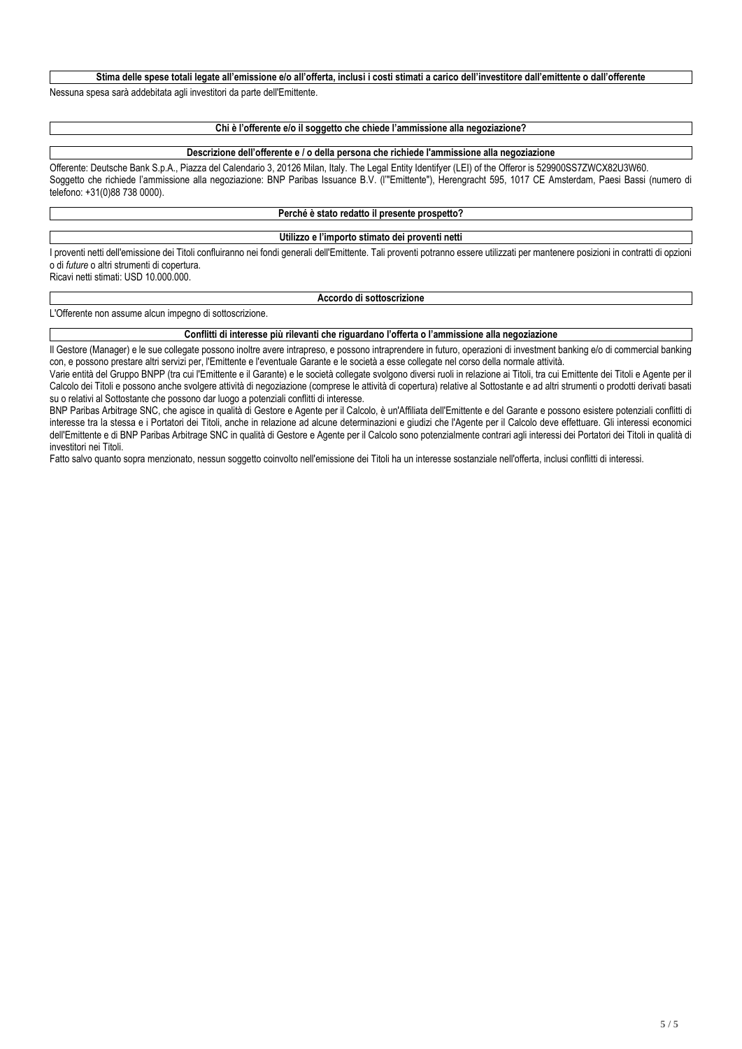### Stima delle spese totali legate all'emissione e/o all'offerta, inclusi i costi stimati a carico dell'investitore dall'emittente o dall'offerente

Nessuna spesa sarà addebitata agli investitori da parte dell'Emittente.

## Chi è l'offerente e/o il soggetto che chiede l'ammissione alla negoziazione?

### Descrizione dell'offerente e / o della persona che richiede l'ammissione alla negoziazione

Offerente: Deutsche Bank S.p.A., Piazza del Calendario 3, 20126 Milan, Italy. The Legal Entity Identifyer (LEI) of the Offeror is 529900SS7ZWCX82U3W60.
Soggetto che richiede l'ammissione alla negoziazione: BNP Paribas Issuance B.V. (l'"Emittente"), Herengracht 595, 1017 CE Amsterdam, Paesi Bassi (numero di telefono: +31(0)88 738 0000).

## Perché è stato redatto il presente prospetto?

### Utilizzo e l'importo stimato dei proventi netti

I proventi netti dell'emissione dei Titoli confluiranno nei fondi generali dell'Emittente. Tali proventi potranno essere utilizzati per mantenere posizioni in contratti di opzioni o di *future* o altri strumenti di copertura.
Ricavi netti stimati: USD 10.000.000.

### Accordo di sottoscrizione

L'Offerente non assume alcun impegno di sottoscrizione.

### Conflitti di interesse più rilevanti che riguardano l'offerta o l'ammissione alla negoziazione

Il Gestore (Manager) e le sue collegate possono inoltre avere intrapreso, e possono intraprendere in futuro, operazioni di investment banking e/o di commercial banking con, e possono prestare altri servizi per, l'Emittente e l'eventuale Garante e le società a esse collegate nel corso della normale attività.

Varie entità del Gruppo BNPP (tra cui l'Emittente e il Garante) e le società collegate svolgono diversi ruoli in relazione ai Titoli, tra cui Emittente dei Titoli e Agente per il Calcolo dei Titoli e possono anche svolgere attività di negoziazione (comprese le attività di copertura) relative al Sottostante e ad altri strumenti o prodotti derivati basati su o relativi al Sottostante che possono dar luogo a potenziali conflitti di interesse.

BNP Paribas Arbitrage SNC, che agisce in qualità di Gestore e Agente per il Calcolo, è un'Affiliata dell'Emittente e del Garante e possono esistere potenziali conflitti di interesse tra la stessa e i Portatori dei Titoli, anche in relazione ad alcune determinazioni e giudizi che l'Agente per il Calcolo deve effettuare. Gli interessi economici dell'Emittente e di BNP Paribas Arbitrage SNC in qualità di Gestore e Agente per il Calcolo sono potenzialmente contrari agli interessi dei Portatori dei Titoli in qualità di investitori nei Titoli.

Fatto salvo quanto sopra menzionato, nessun soggetto coinvolto nell'emissione dei Titoli ha un interesse sostanziale nell'offerta, inclusi conflitti di interessi.